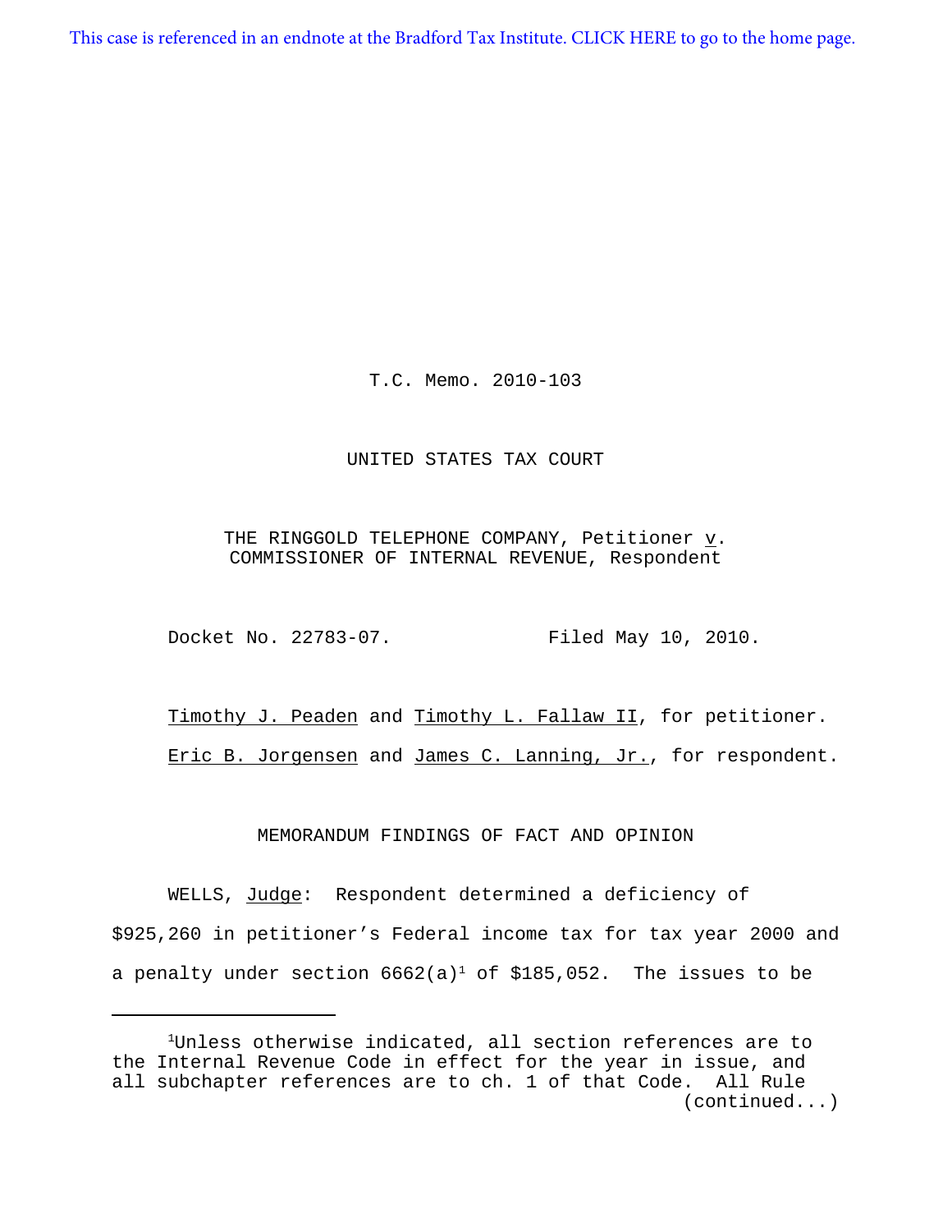This case is referenced in an endnote at the Bradford Tax Institute. CLICK HERE to go to the home page.

T.C. Memo. 2010-103

UNITED STATES TAX COURT

THE RINGGOLD TELEPHONE COMPANY, Petitioner v. COMMISSIONER OF INTERNAL REVENUE, Respondent

Docket No. 22783-07. Filed May 10, 2010.

Timothy J. Peaden and Timothy L. Fallaw II, for petitioner.

Eric B. Jorgensen and James C. Lanning, Jr., for respondent.

MEMORANDUM FINDINGS OF FACT AND OPINION

WELLS, Judge: Respondent determined a deficiency of $925,260 in petitioner's Federal income tax for tax year 2000 and a penalty under section 6662(a)[1] of $185,052. The issues to be

---

[1]Unless otherwise indicated, all section references are to the Internal Revenue Code in effect for the year in issue, and all subchapter references are to ch. 1 of that Code. All Rule (continued...)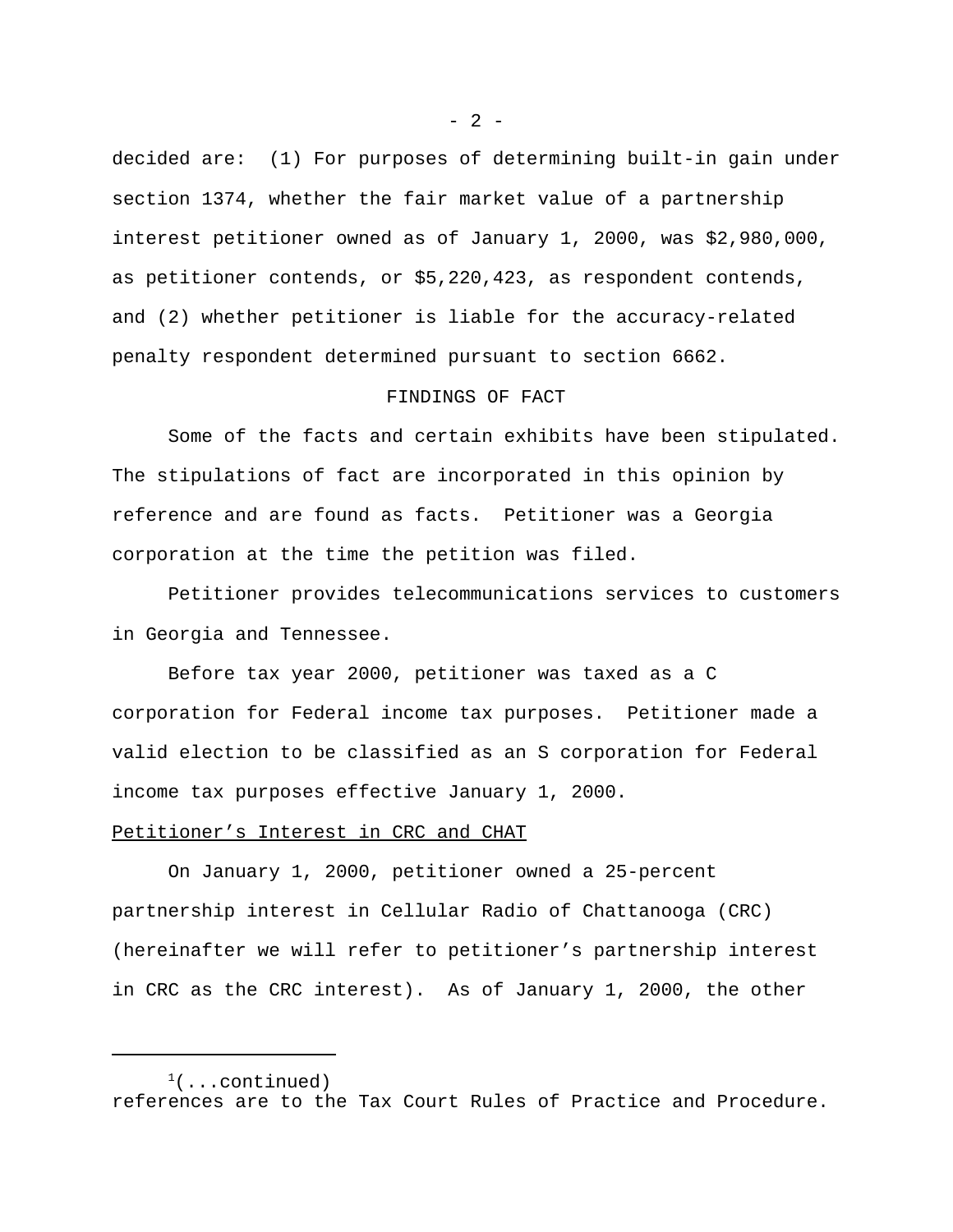decided are: (1) For purposes of determining built-in gain under section 1374, whether the fair market value of a partnership interest petitioner owned as of January 1, 2000, was $2,980,000, as petitioner contends, or $5,220,423, as respondent contends, and (2) whether petitioner is liable for the accuracy-related penalty respondent determined pursuant to section 6662.

FINDINGS OF FACT

Some of the facts and certain exhibits have been stipulated. The stipulations of fact are incorporated in this opinion by reference and are found as facts. Petitioner was a Georgia corporation at the time the petition was filed.

Petitioner provides telecommunications services to customers in Georgia and Tennessee.

Before tax year 2000, petitioner was taxed as a C corporation for Federal income tax purposes. Petitioner made a valid election to be classified as an S corporation for Federal income tax purposes effective January 1, 2000.

Petitioner's Interest in CRC and CHAT

On January 1, 2000, petitioner owned a 25-percent partnership interest in Cellular Radio of Chattanooga (CRC) (hereinafter we will refer to petitioner's partnership interest in CRC as the CRC interest). As of January 1, 2000, the other

[1](...continued)
references are to the Tax Court Rules of Practice and Procedure.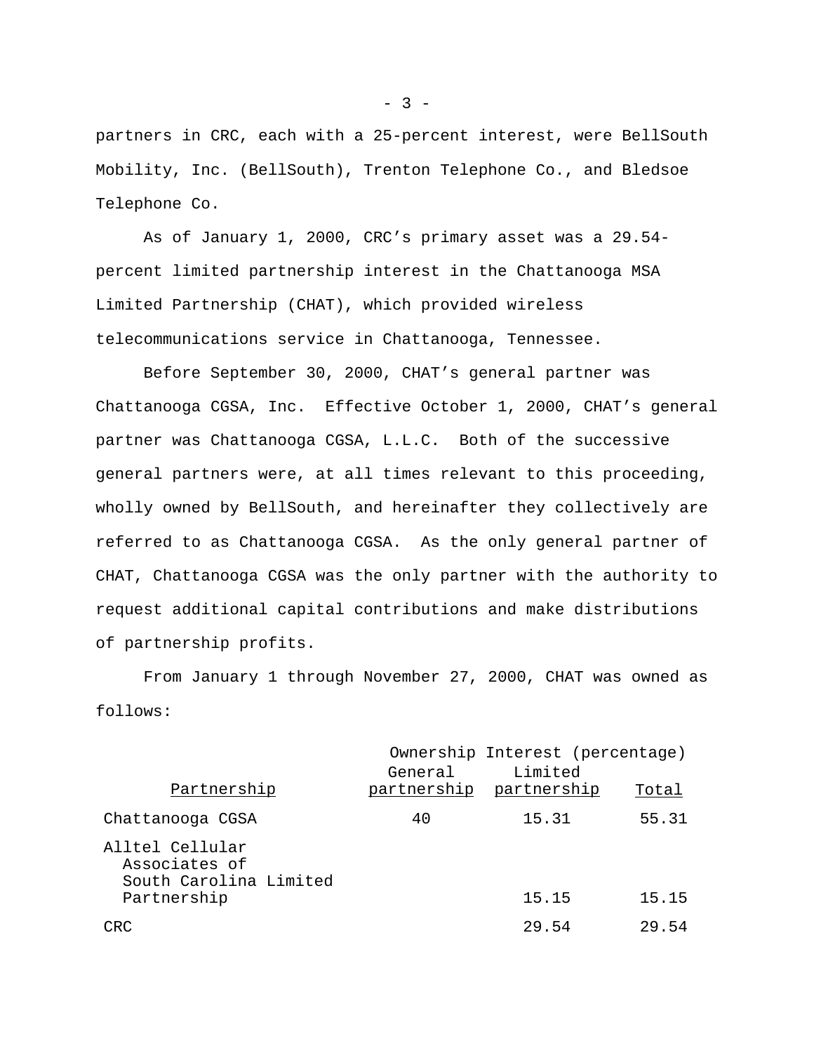partners in CRC, each with a 25-percent interest, were BellSouth Mobility, Inc. (BellSouth), Trenton Telephone Co., and Bledsoe Telephone Co.

As of January 1, 2000, CRC’s primary asset was a 29.54-percent limited partnership interest in the Chattanooga MSA Limited Partnership (CHAT), which provided wireless telecommunications service in Chattanooga, Tennessee.

Before September 30, 2000, CHAT’s general partner was Chattanooga CGSA, Inc. Effective October 1, 2000, CHAT’s general partner was Chattanooga CGSA, L.L.C. Both of the successive general partners were, at all times relevant to this proceeding, wholly owned by BellSouth, and hereinafter they collectively are referred to as Chattanooga CGSA. As the only general partner of CHAT, Chattanooga CGSA was the only partner with the authority to request additional capital contributions and make distributions of partnership profits.

From January 1 through November 27, 2000, CHAT was owned as follows:

| | Ownership Interest (percentage) | | |
|---|---|---|---|
| Partnership | General partnership | Limited partnership | Total |
| Chattanooga CGSA | 40 | 15.31 | 55.31 |
| Alltel Cellular Associates of South Carolina Limited Partnership | | 15.15 | 15.15 |
| CRC | | 29.54 | 29.54 |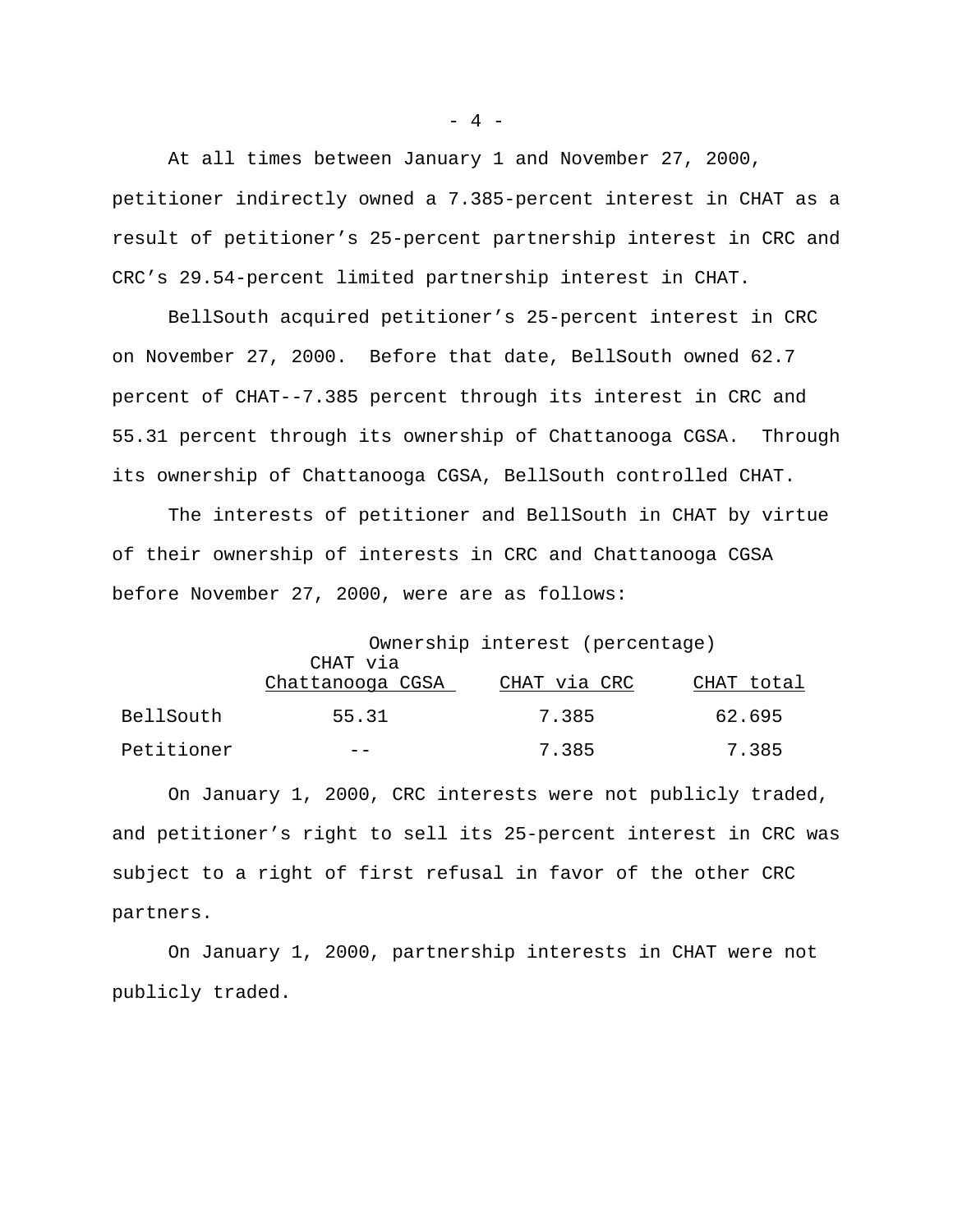At all times between January 1 and November 27, 2000, petitioner indirectly owned a 7.385-percent interest in CHAT as a result of petitioner's 25-percent partnership interest in CRC and CRC's 29.54-percent limited partnership interest in CHAT.

BellSouth acquired petitioner's 25-percent interest in CRC on November 27, 2000. Before that date, BellSouth owned 62.7 percent of CHAT--7.385 percent through its interest in CRC and 55.31 percent through its ownership of Chattanooga CGSA. Through its ownership of Chattanooga CGSA, BellSouth controlled CHAT.

The interests of petitioner and BellSouth in CHAT by virtue of their ownership of interests in CRC and Chattanooga CGSA before November 27, 2000, were are as follows:

| | Ownership interest (percentage) | | |
|---|---|---|---|
| | CHAT via Chattanooga CGSA | CHAT via CRC | CHAT total |
| BellSouth | 55.31 | 7.385 | 62.695 |
| Petitioner | -- | 7.385 | 7.385 |

On January 1, 2000, CRC interests were not publicly traded, and petitioner's right to sell its 25-percent interest in CRC was subject to a right of first refusal in favor of the other CRC partners.

On January 1, 2000, partnership interests in CHAT were not publicly traded.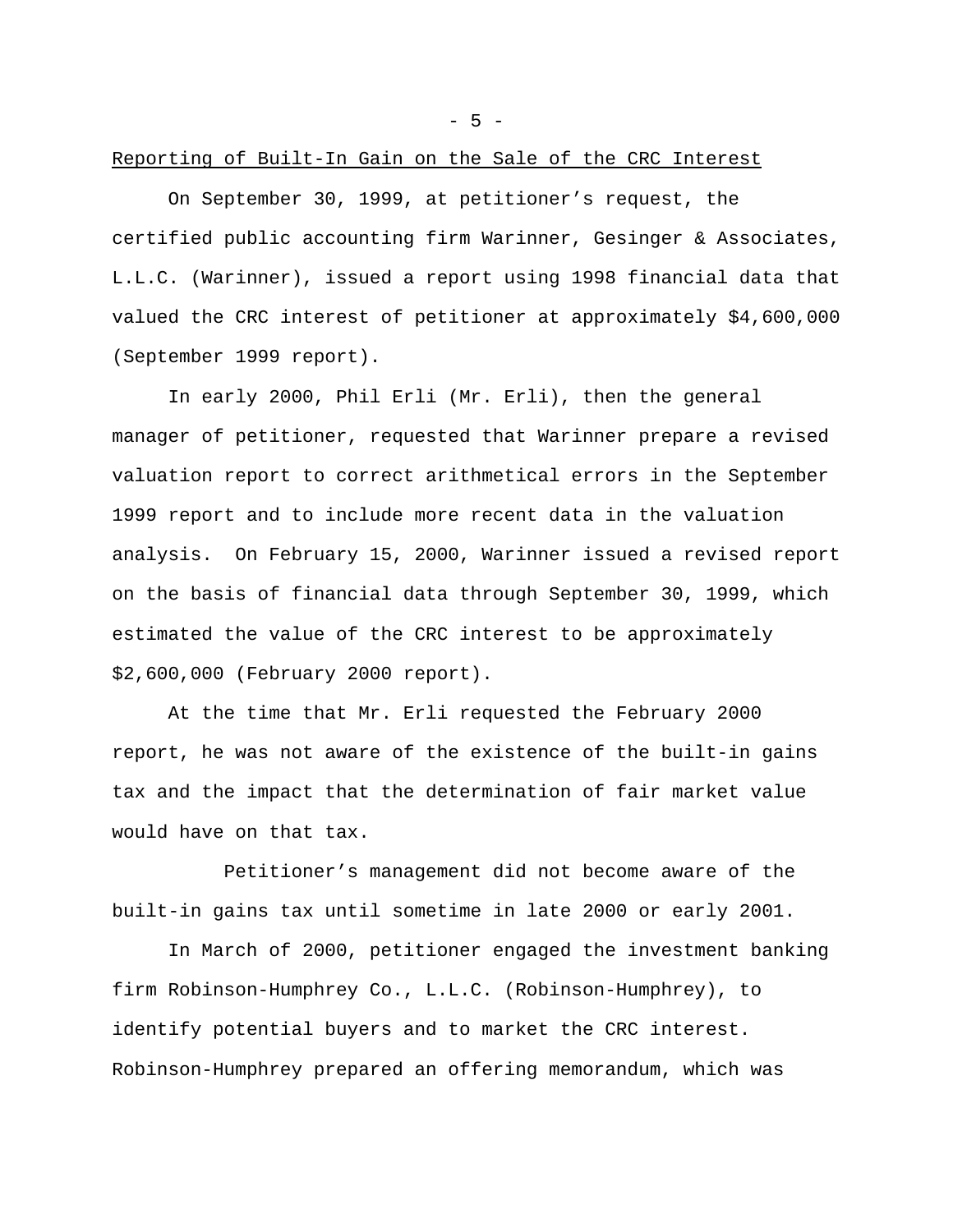Reporting of Built-In Gain on the Sale of the CRC Interest

On September 30, 1999, at petitioner’s request, the certified public accounting firm Warinner, Gesinger & Associates, L.L.C. (Warinner), issued a report using 1998 financial data that valued the CRC interest of petitioner at approximately $4,600,000 (September 1999 report).

In early 2000, Phil Erli (Mr. Erli), then the general manager of petitioner, requested that Warinner prepare a revised valuation report to correct arithmetical errors in the September 1999 report and to include more recent data in the valuation analysis. On February 15, 2000, Warinner issued a revised report on the basis of financial data through September 30, 1999, which estimated the value of the CRC interest to be approximately $2,600,000 (February 2000 report).

At the time that Mr. Erli requested the February 2000 report, he was not aware of the existence of the built-in gains tax and the impact that the determination of fair market value would have on that tax.

Petitioner’s management did not become aware of the built-in gains tax until sometime in late 2000 or early 2001.

In March of 2000, petitioner engaged the investment banking firm Robinson-Humphrey Co., L.L.C. (Robinson-Humphrey), to identify potential buyers and to market the CRC interest. Robinson-Humphrey prepared an offering memorandum, which was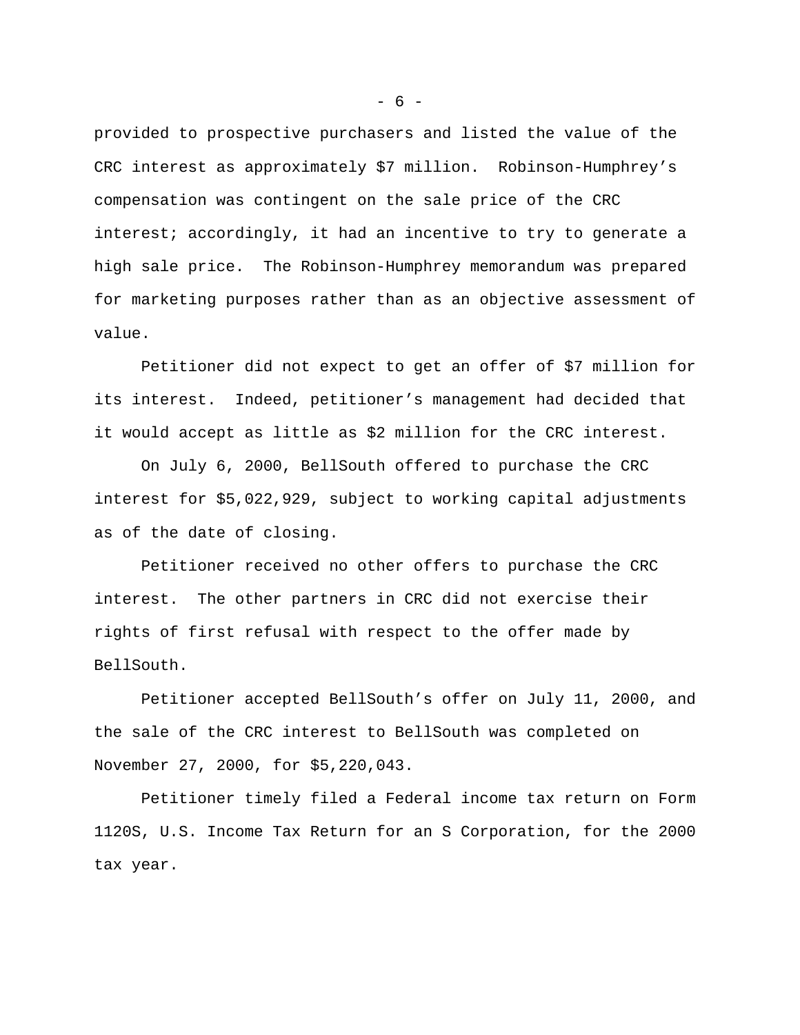provided to prospective purchasers and listed the value of the CRC interest as approximately $7 million. Robinson-Humphrey's compensation was contingent on the sale price of the CRC interest; accordingly, it had an incentive to try to generate a high sale price. The Robinson-Humphrey memorandum was prepared for marketing purposes rather than as an objective assessment of value.

Petitioner did not expect to get an offer of $7 million for its interest. Indeed, petitioner's management had decided that it would accept as little as $2 million for the CRC interest.

On July 6, 2000, BellSouth offered to purchase the CRC interest for $5,022,929, subject to working capital adjustments as of the date of closing.

Petitioner received no other offers to purchase the CRC interest. The other partners in CRC did not exercise their rights of first refusal with respect to the offer made by BellSouth.

Petitioner accepted BellSouth's offer on July 11, 2000, and the sale of the CRC interest to BellSouth was completed on November 27, 2000, for $5,220,043.

Petitioner timely filed a Federal income tax return on Form 1120S, U.S. Income Tax Return for an S Corporation, for the 2000 tax year.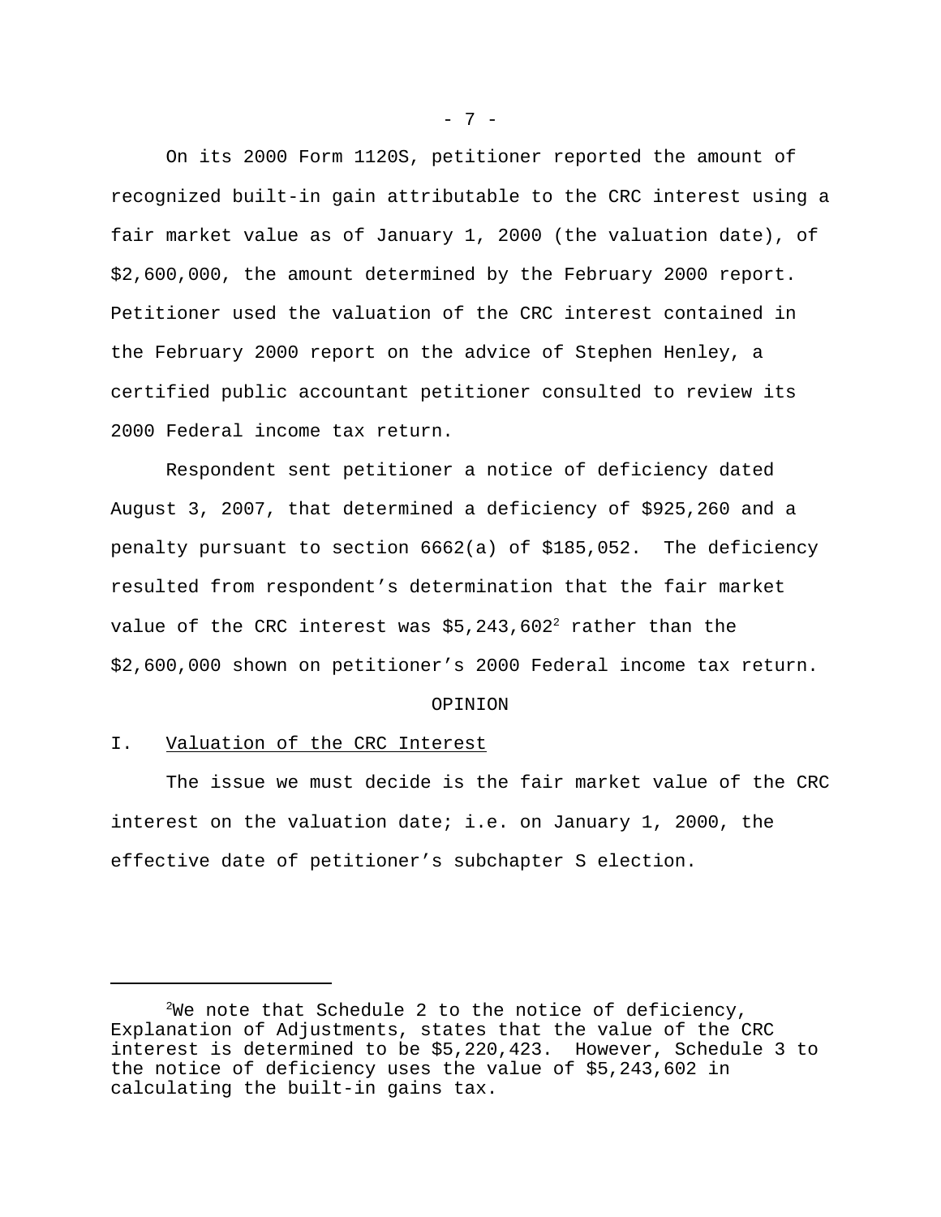On its 2000 Form 1120S, petitioner reported the amount of recognized built-in gain attributable to the CRC interest using a fair market value as of January 1, 2000 (the valuation date), of $2,600,000, the amount determined by the February 2000 report. Petitioner used the valuation of the CRC interest contained in the February 2000 report on the advice of Stephen Henley, a certified public accountant petitioner consulted to review its 2000 Federal income tax return.

Respondent sent petitioner a notice of deficiency dated August 3, 2007, that determined a deficiency of $925,260 and a penalty pursuant to section 6662(a) of $185,052. The deficiency resulted from respondent's determination that the fair market value of the CRC interest was $5,243,602[2] rather than the $2,600,000 shown on petitioner's 2000 Federal income tax return.

OPINION

I. Valuation of the CRC Interest

The issue we must decide is the fair market value of the CRC interest on the valuation date; i.e. on January 1, 2000, the effective date of petitioner's subchapter S election.

---

[2]We note that Schedule 2 to the notice of deficiency, Explanation of Adjustments, states that the value of the CRC interest is determined to be $5,220,423. However, Schedule 3 to the notice of deficiency uses the value of $5,243,602 in calculating the built-in gains tax.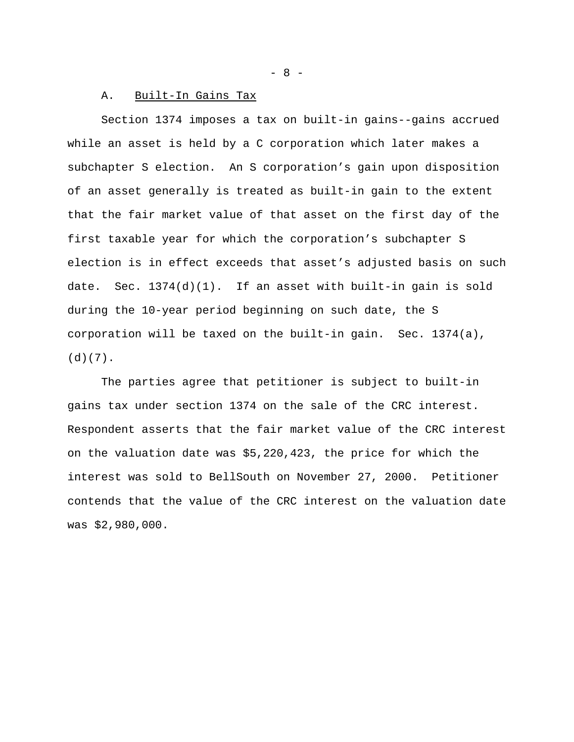### A. Built-In Gains Tax

Section 1374 imposes a tax on built-in gains--gains accrued while an asset is held by a C corporation which later makes a subchapter S election. An S corporation's gain upon disposition of an asset generally is treated as built-in gain to the extent that the fair market value of that asset on the first day of the first taxable year for which the corporation's subchapter S election is in effect exceeds that asset's adjusted basis on such date. Sec. 1374(d)(1). If an asset with built-in gain is sold during the 10-year period beginning on such date, the S corporation will be taxed on the built-in gain. Sec. 1374(a), (d)(7).

The parties agree that petitioner is subject to built-in gains tax under section 1374 on the sale of the CRC interest. Respondent asserts that the fair market value of the CRC interest on the valuation date was $5,220,423, the price for which the interest was sold to BellSouth on November 27, 2000. Petitioner contends that the value of the CRC interest on the valuation date was $2,980,000.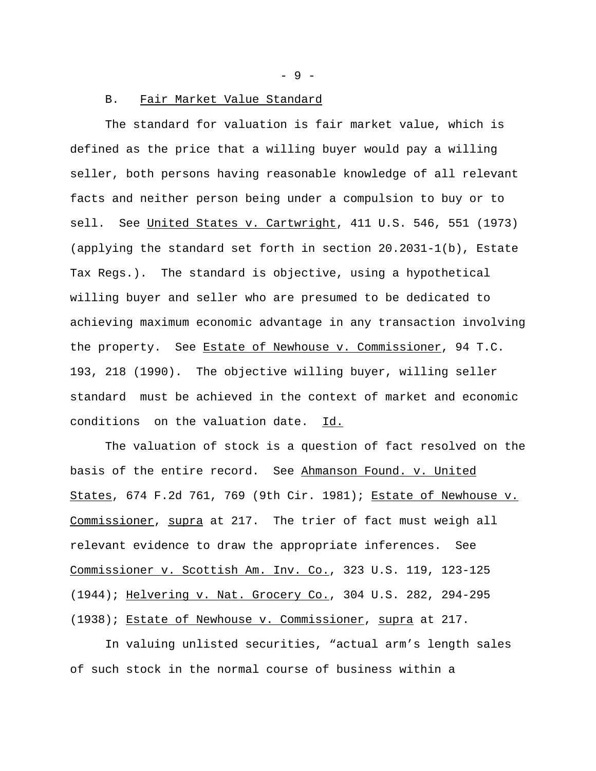### B. Fair Market Value Standard

The standard for valuation is fair market value, which is defined as the price that a willing buyer would pay a willing seller, both persons having reasonable knowledge of all relevant facts and neither person being under a compulsion to buy or to sell. See United States v. Cartwright, 411 U.S. 546, 551 (1973) (applying the standard set forth in section 20.2031-1(b), Estate Tax Regs.). The standard is objective, using a hypothetical willing buyer and seller who are presumed to be dedicated to achieving maximum economic advantage in any transaction involving the property. See Estate of Newhouse v. Commissioner, 94 T.C. 193, 218 (1990). The objective willing buyer, willing seller standard must be achieved in the context of market and economic conditions on the valuation date. Id.

The valuation of stock is a question of fact resolved on the basis of the entire record. See Ahmanson Found. v. United States, 674 F.2d 761, 769 (9th Cir. 1981); Estate of Newhouse v. Commissioner, supra at 217. The trier of fact must weigh all relevant evidence to draw the appropriate inferences. See Commissioner v. Scottish Am. Inv. Co., 323 U.S. 119, 123-125 (1944); Helvering v. Nat. Grocery Co., 304 U.S. 282, 294-295 (1938); Estate of Newhouse v. Commissioner, supra at 217.

In valuing unlisted securities, “actual arm’s length sales of such stock in the normal course of business within a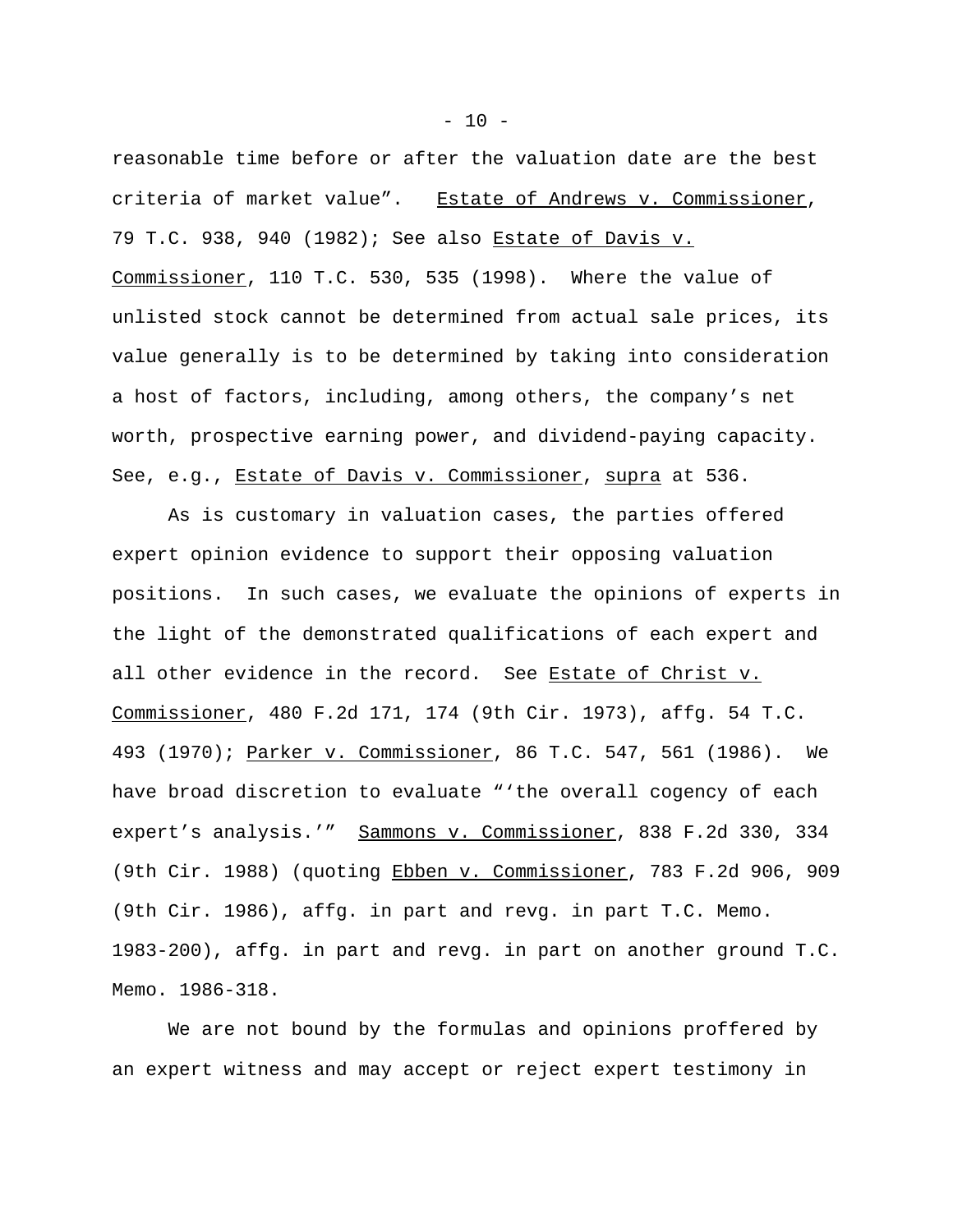reasonable time before or after the valuation date are the best criteria of market value". Estate of Andrews v. Commissioner, 79 T.C. 938, 940 (1982); See also Estate of Davis v. Commissioner, 110 T.C. 530, 535 (1998). Where the value of unlisted stock cannot be determined from actual sale prices, its value generally is to be determined by taking into consideration a host of factors, including, among others, the company's net worth, prospective earning power, and dividend-paying capacity. See, e.g., Estate of Davis v. Commissioner, supra at 536.

As is customary in valuation cases, the parties offered expert opinion evidence to support their opposing valuation positions. In such cases, we evaluate the opinions of experts in the light of the demonstrated qualifications of each expert and all other evidence in the record. See Estate of Christ v. Commissioner, 480 F.2d 171, 174 (9th Cir. 1973), affg. 54 T.C. 493 (1970); Parker v. Commissioner, 86 T.C. 547, 561 (1986). We have broad discretion to evaluate "'the overall cogency of each expert's analysis.'" Sammons v. Commissioner, 838 F.2d 330, 334 (9th Cir. 1988) (quoting Ebben v. Commissioner, 783 F.2d 906, 909 (9th Cir. 1986), affg. in part and revg. in part T.C. Memo. 1983-200), affg. in part and revg. in part on another ground T.C. Memo. 1986-318.

We are not bound by the formulas and opinions proffered by an expert witness and may accept or reject expert testimony in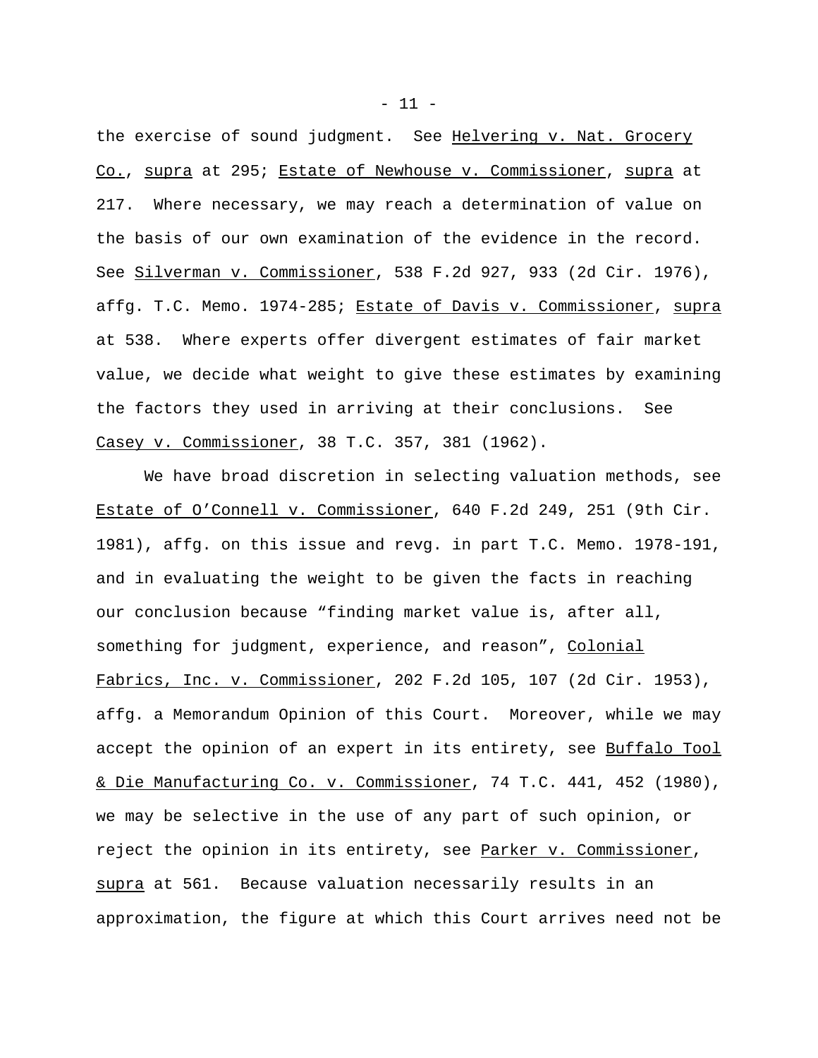the exercise of sound judgment. See Helvering v. Nat. Grocery Co., supra at 295; Estate of Newhouse v. Commissioner, supra at 217. Where necessary, we may reach a determination of value on the basis of our own examination of the evidence in the record. See Silverman v. Commissioner, 538 F.2d 927, 933 (2d Cir. 1976), affg. T.C. Memo. 1974-285; Estate of Davis v. Commissioner, supra at 538. Where experts offer divergent estimates of fair market value, we decide what weight to give these estimates by examining the factors they used in arriving at their conclusions. See Casey v. Commissioner, 38 T.C. 357, 381 (1962).

We have broad discretion in selecting valuation methods, see Estate of O'Connell v. Commissioner, 640 F.2d 249, 251 (9th Cir. 1981), affg. on this issue and revg. in part T.C. Memo. 1978-191, and in evaluating the weight to be given the facts in reaching our conclusion because "finding market value is, after all, something for judgment, experience, and reason", Colonial Fabrics, Inc. v. Commissioner, 202 F.2d 105, 107 (2d Cir. 1953), affg. a Memorandum Opinion of this Court. Moreover, while we may accept the opinion of an expert in its entirety, see Buffalo Tool & Die Manufacturing Co. v. Commissioner, 74 T.C. 441, 452 (1980), we may be selective in the use of any part of such opinion, or reject the opinion in its entirety, see Parker v. Commissioner, supra at 561. Because valuation necessarily results in an approximation, the figure at which this Court arrives need not be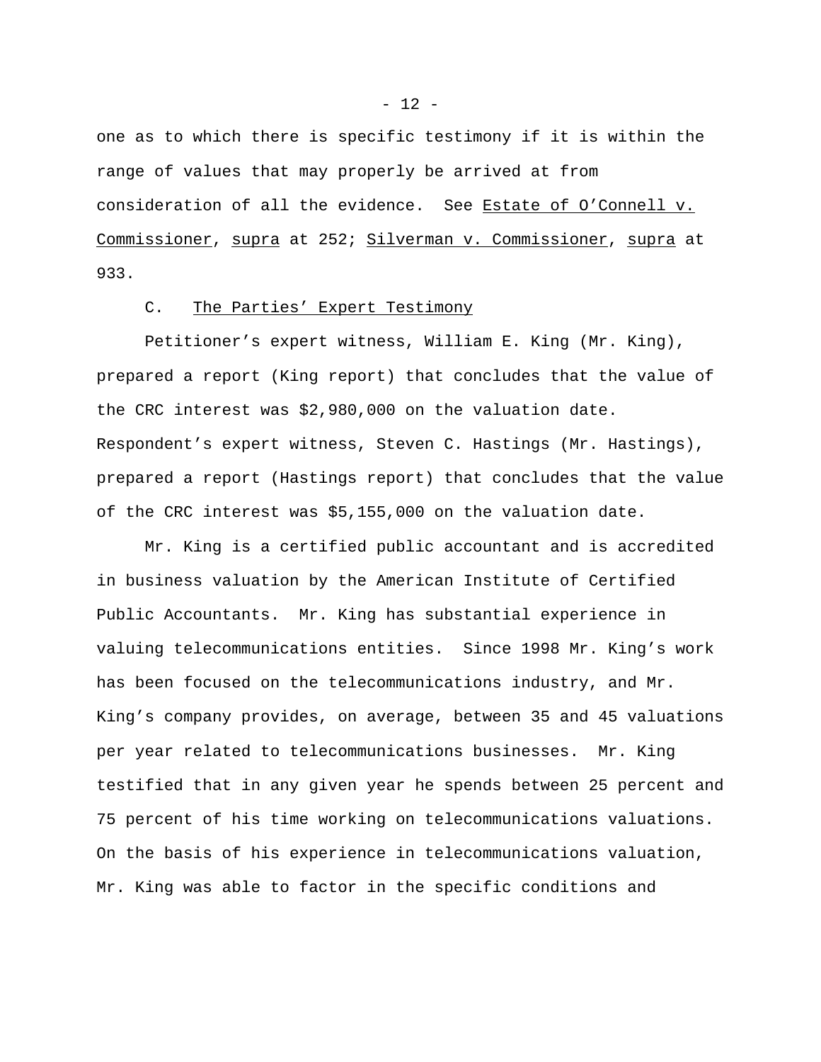one as to which there is specific testimony if it is within the range of values that may properly be arrived at from consideration of all the evidence. See Estate of O'Connell v. Commissioner, supra at 252; Silverman v. Commissioner, supra at 933.

### C. The Parties' Expert Testimony

Petitioner's expert witness, William E. King (Mr. King), prepared a report (King report) that concludes that the value of the CRC interest was \$2,980,000 on the valuation date. Respondent's expert witness, Steven C. Hastings (Mr. Hastings), prepared a report (Hastings report) that concludes that the value of the CRC interest was \$5,155,000 on the valuation date.

Mr. King is a certified public accountant and is accredited in business valuation by the American Institute of Certified Public Accountants. Mr. King has substantial experience in valuing telecommunications entities. Since 1998 Mr. King's work has been focused on the telecommunications industry, and Mr. King's company provides, on average, between 35 and 45 valuations per year related to telecommunications businesses. Mr. King testified that in any given year he spends between 25 percent and 75 percent of his time working on telecommunications valuations. On the basis of his experience in telecommunications valuation, Mr. King was able to factor in the specific conditions and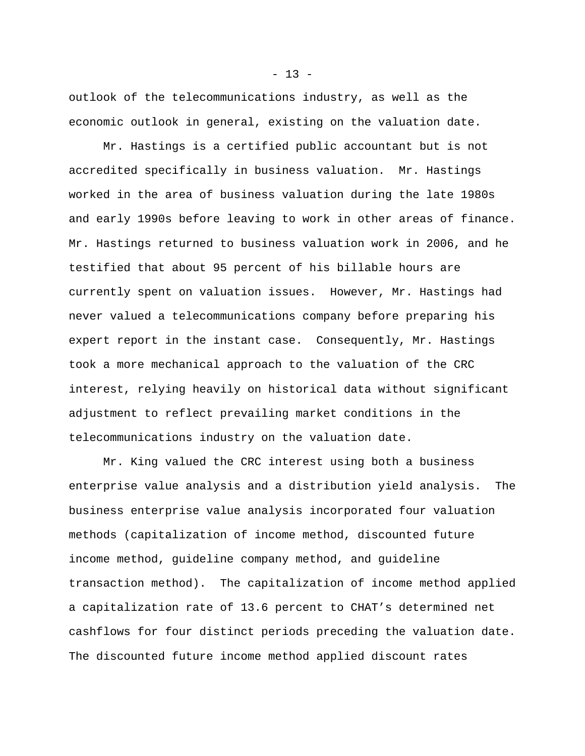outlook of the telecommunications industry, as well as the economic outlook in general, existing on the valuation date.

Mr. Hastings is a certified public accountant but is not accredited specifically in business valuation. Mr. Hastings worked in the area of business valuation during the late 1980s and early 1990s before leaving to work in other areas of finance. Mr. Hastings returned to business valuation work in 2006, and he testified that about 95 percent of his billable hours are currently spent on valuation issues. However, Mr. Hastings had never valued a telecommunications company before preparing his expert report in the instant case. Consequently, Mr. Hastings took a more mechanical approach to the valuation of the CRC interest, relying heavily on historical data without significant adjustment to reflect prevailing market conditions in the telecommunications industry on the valuation date.

Mr. King valued the CRC interest using both a business enterprise value analysis and a distribution yield analysis. The business enterprise value analysis incorporated four valuation methods (capitalization of income method, discounted future income method, guideline company method, and guideline transaction method). The capitalization of income method applied a capitalization rate of 13.6 percent to CHAT's determined net cashflows for four distinct periods preceding the valuation date. The discounted future income method applied discount rates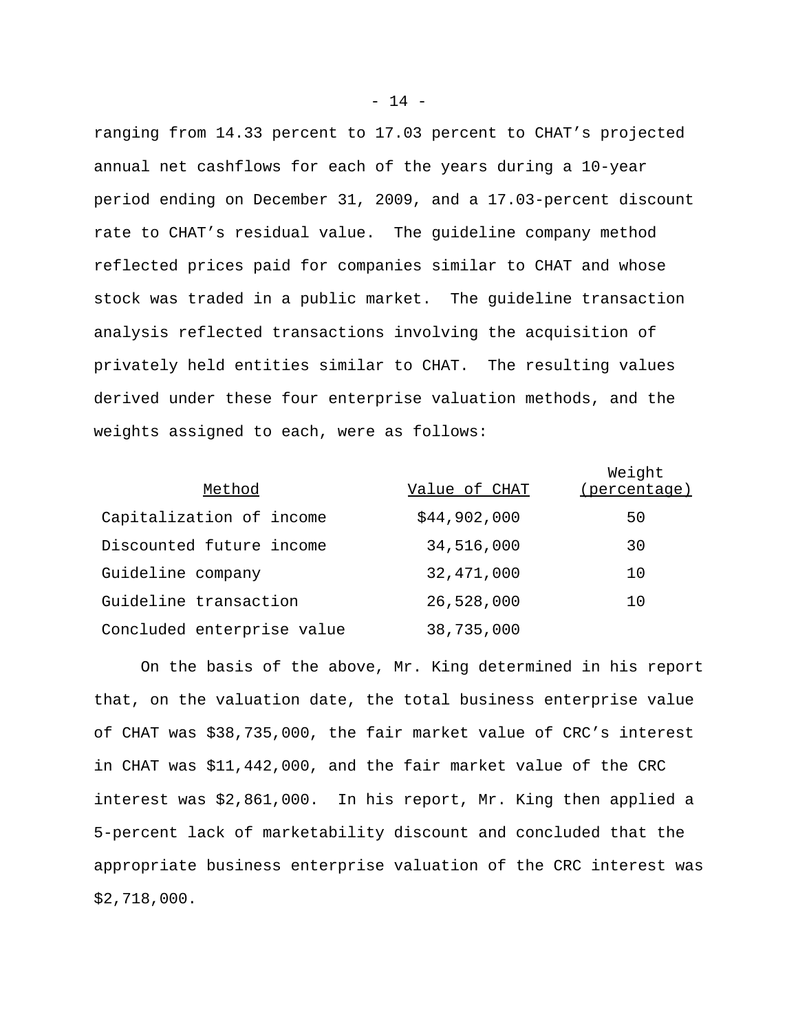ranging from 14.33 percent to 17.03 percent to CHAT's projected annual net cashflows for each of the years during a 10-year period ending on December 31, 2009, and a 17.03-percent discount rate to CHAT's residual value. The guideline company method reflected prices paid for companies similar to CHAT and whose stock was traded in a public market. The guideline transaction analysis reflected transactions involving the acquisition of privately held entities similar to CHAT. The resulting values derived under these four enterprise valuation methods, and the weights assigned to each, were as follows:

| Method | Value of CHAT | Weight (percentage) |
|---|---|---|
| Capitalization of income | $44,902,000 | 50 |
| Discounted future income | 34,516,000 | 30 |
| Guideline company | 32,471,000 | 10 |
| Guideline transaction | 26,528,000 | 10 |
| Concluded enterprise value | 38,735,000 | |

On the basis of the above, Mr. King determined in his report that, on the valuation date, the total business enterprise value of CHAT was $38,735,000, the fair market value of CRC's interest in CHAT was $11,442,000, and the fair market value of the CRC interest was $2,861,000. In his report, Mr. King then applied a 5-percent lack of marketability discount and concluded that the appropriate business enterprise valuation of the CRC interest was $2,718,000.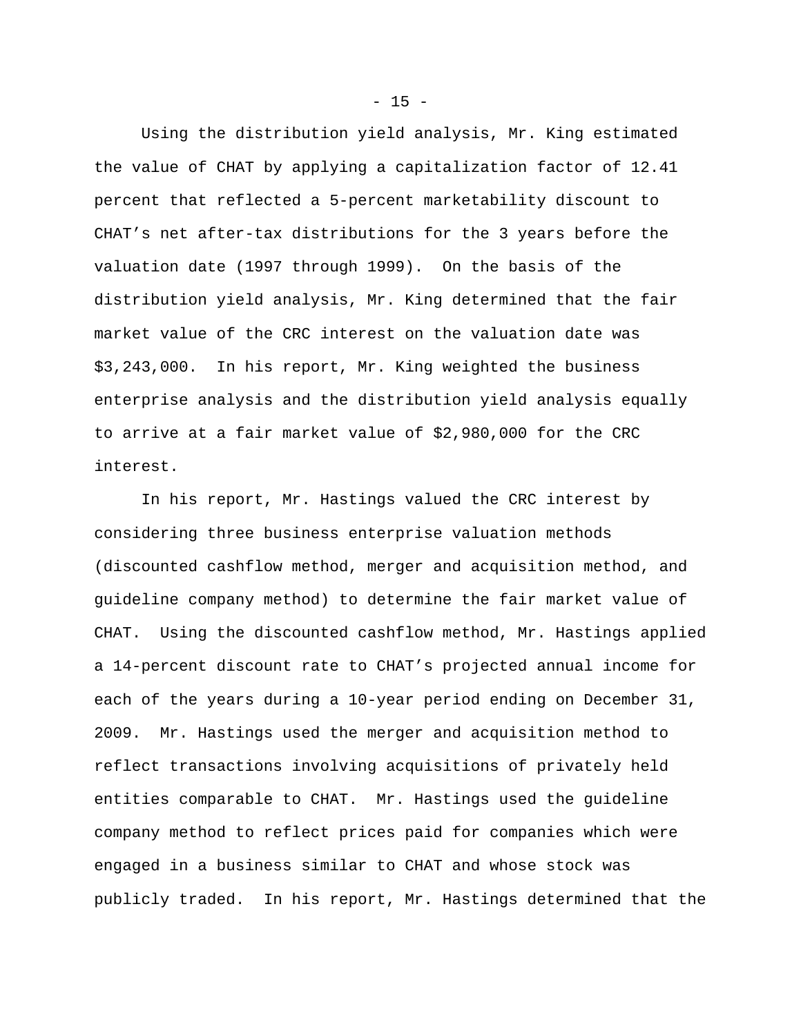Using the distribution yield analysis, Mr. King estimated the value of CHAT by applying a capitalization factor of 12.41 percent that reflected a 5-percent marketability discount to CHAT's net after-tax distributions for the 3 years before the valuation date (1997 through 1999). On the basis of the distribution yield analysis, Mr. King determined that the fair market value of the CRC interest on the valuation date was $3,243,000. In his report, Mr. King weighted the business enterprise analysis and the distribution yield analysis equally to arrive at a fair market value of $2,980,000 for the CRC interest.

In his report, Mr. Hastings valued the CRC interest by considering three business enterprise valuation methods (discounted cashflow method, merger and acquisition method, and guideline company method) to determine the fair market value of CHAT. Using the discounted cashflow method, Mr. Hastings applied a 14-percent discount rate to CHAT's projected annual income for each of the years during a 10-year period ending on December 31, 2009. Mr. Hastings used the merger and acquisition method to reflect transactions involving acquisitions of privately held entities comparable to CHAT. Mr. Hastings used the guideline company method to reflect prices paid for companies which were engaged in a business similar to CHAT and whose stock was publicly traded. In his report, Mr. Hastings determined that the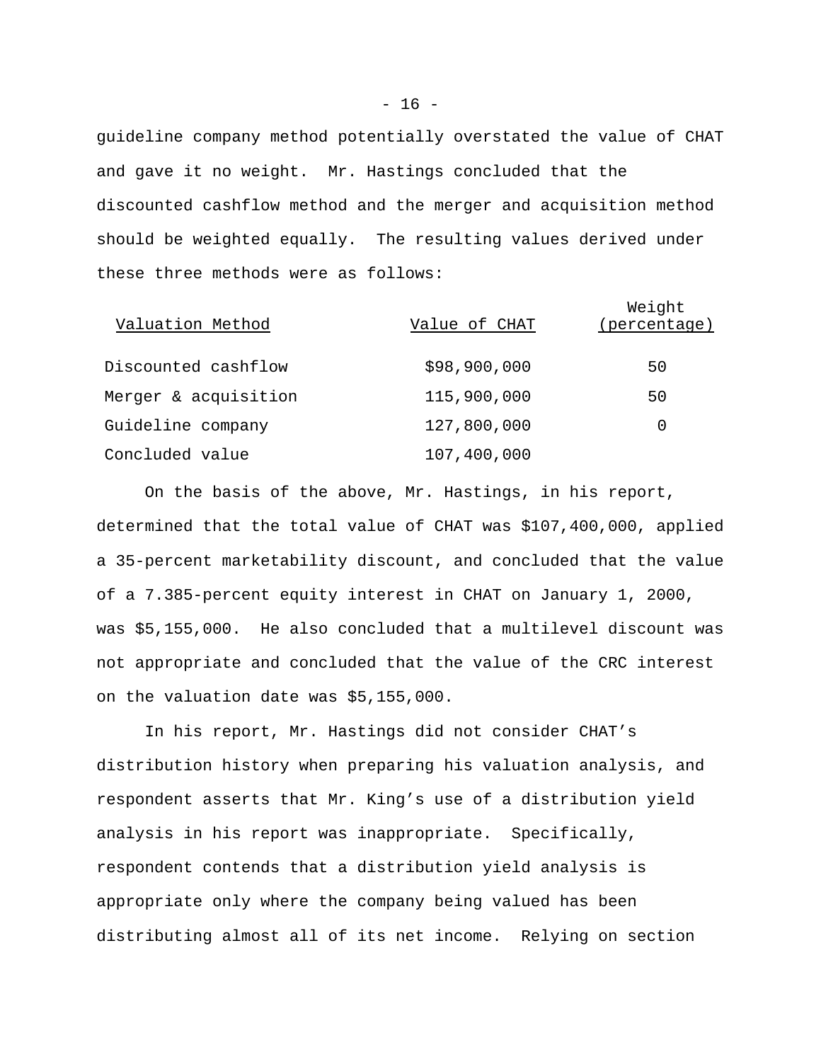guideline company method potentially overstated the value of CHAT and gave it no weight. Mr. Hastings concluded that the discounted cashflow method and the merger and acquisition method should be weighted equally. The resulting values derived under these three methods were as follows:

| Valuation Method | Value of CHAT | Weight (percentage) |
|---|---|---|
| Discounted cashflow | $98,900,000 | 50 |
| Merger & acquisition | 115,900,000 | 50 |
| Guideline company | 127,800,000 | 0 |
| Concluded value | 107,400,000 | |

On the basis of the above, Mr. Hastings, in his report, determined that the total value of CHAT was $107,400,000, applied a 35-percent marketability discount, and concluded that the value of a 7.385-percent equity interest in CHAT on January 1, 2000, was $5,155,000. He also concluded that a multilevel discount was not appropriate and concluded that the value of the CRC interest on the valuation date was $5,155,000.

In his report, Mr. Hastings did not consider CHAT's distribution history when preparing his valuation analysis, and respondent asserts that Mr. King's use of a distribution yield analysis in his report was inappropriate. Specifically, respondent contends that a distribution yield analysis is appropriate only where the company being valued has been distributing almost all of its net income. Relying on section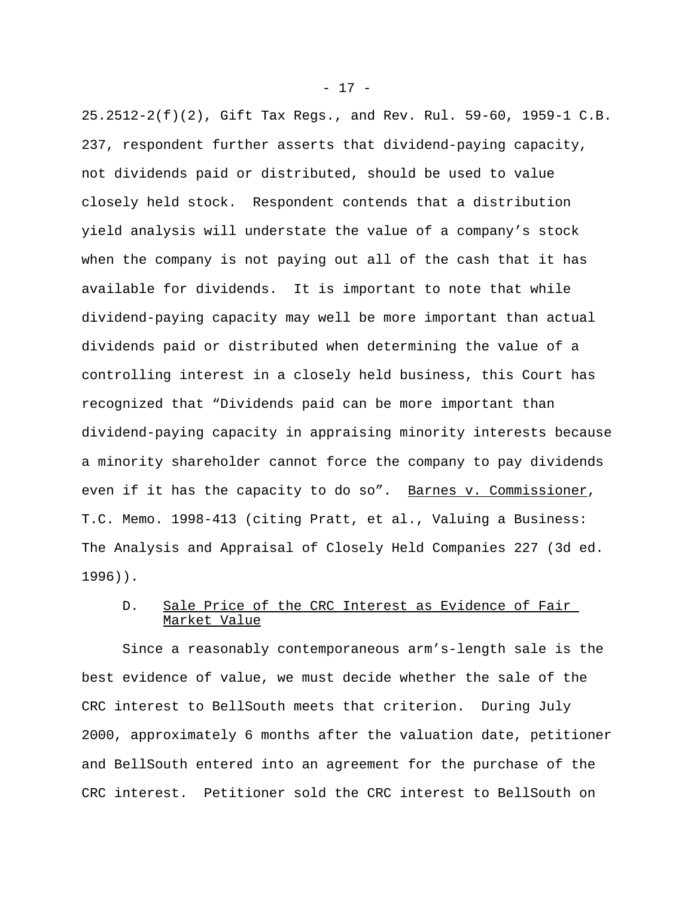25.2512-2(f)(2), Gift Tax Regs., and Rev. Rul. 59-60, 1959-1 C.B. 237, respondent further asserts that dividend-paying capacity, not dividends paid or distributed, should be used to value closely held stock. Respondent contends that a distribution yield analysis will understate the value of a company's stock when the company is not paying out all of the cash that it has available for dividends. It is important to note that while dividend-paying capacity may well be more important than actual dividends paid or distributed when determining the value of a controlling interest in a closely held business, this Court has recognized that "Dividends paid can be more important than dividend-paying capacity in appraising minority interests because a minority shareholder cannot force the company to pay dividends even if it has the capacity to do so". Barnes v. Commissioner, T.C. Memo. 1998-413 (citing Pratt, et al., Valuing a Business: The Analysis and Appraisal of Closely Held Companies 227 (3d ed. 1996)).

### D. Sale Price of the CRC Interest as Evidence of Fair Market Value

Since a reasonably contemporaneous arm's-length sale is the best evidence of value, we must decide whether the sale of the CRC interest to BellSouth meets that criterion. During July 2000, approximately 6 months after the valuation date, petitioner and BellSouth entered into an agreement for the purchase of the CRC interest. Petitioner sold the CRC interest to BellSouth on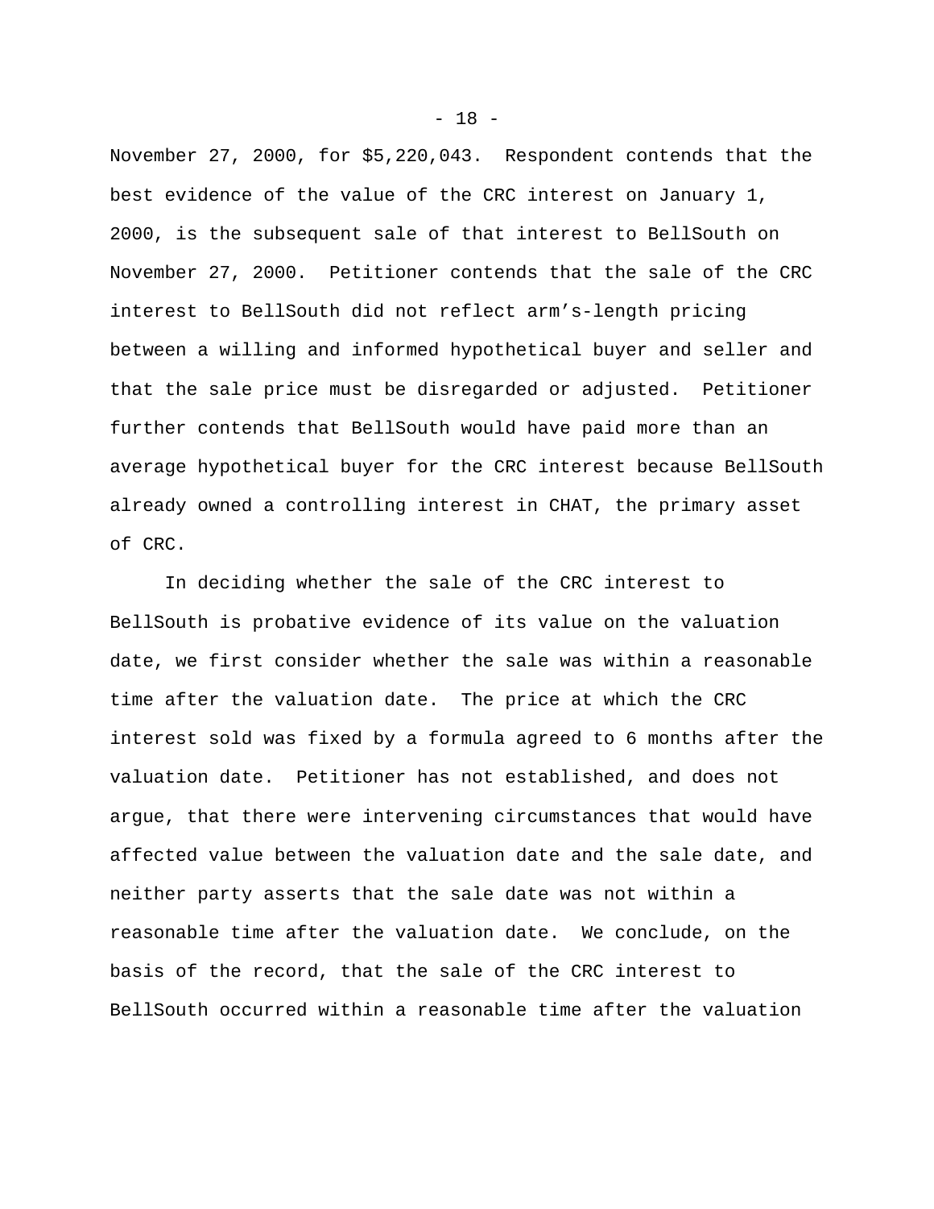November 27, 2000, for $5,220,043. Respondent contends that the best evidence of the value of the CRC interest on January 1, 2000, is the subsequent sale of that interest to BellSouth on November 27, 2000. Petitioner contends that the sale of the CRC interest to BellSouth did not reflect arm's-length pricing between a willing and informed hypothetical buyer and seller and that the sale price must be disregarded or adjusted. Petitioner further contends that BellSouth would have paid more than an average hypothetical buyer for the CRC interest because BellSouth already owned a controlling interest in CHAT, the primary asset of CRC.

In deciding whether the sale of the CRC interest to BellSouth is probative evidence of its value on the valuation date, we first consider whether the sale was within a reasonable time after the valuation date. The price at which the CRC interest sold was fixed by a formula agreed to 6 months after the valuation date. Petitioner has not established, and does not argue, that there were intervening circumstances that would have affected value between the valuation date and the sale date, and neither party asserts that the sale date was not within a reasonable time after the valuation date. We conclude, on the basis of the record, that the sale of the CRC interest to BellSouth occurred within a reasonable time after the valuation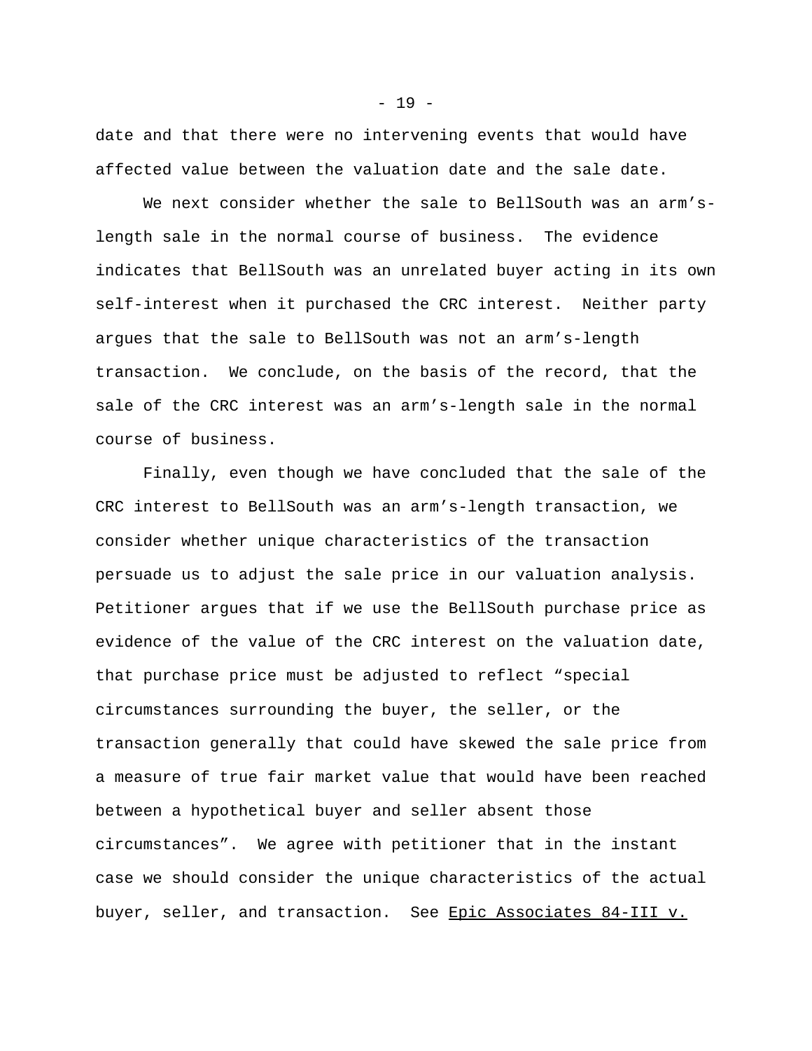date and that there were no intervening events that would have affected value between the valuation date and the sale date.

We next consider whether the sale to BellSouth was an arm's-length sale in the normal course of business. The evidence indicates that BellSouth was an unrelated buyer acting in its own self-interest when it purchased the CRC interest. Neither party argues that the sale to BellSouth was not an arm's-length transaction. We conclude, on the basis of the record, that the sale of the CRC interest was an arm's-length sale in the normal course of business.

Finally, even though we have concluded that the sale of the CRC interest to BellSouth was an arm's-length transaction, we consider whether unique characteristics of the transaction persuade us to adjust the sale price in our valuation analysis. Petitioner argues that if we use the BellSouth purchase price as evidence of the value of the CRC interest on the valuation date, that purchase price must be adjusted to reflect "special circumstances surrounding the buyer, the seller, or the transaction generally that could have skewed the sale price from a measure of true fair market value that would have been reached between a hypothetical buyer and seller absent those circumstances". We agree with petitioner that in the instant case we should consider the unique characteristics of the actual buyer, seller, and transaction. See Epic Associates 84-III v.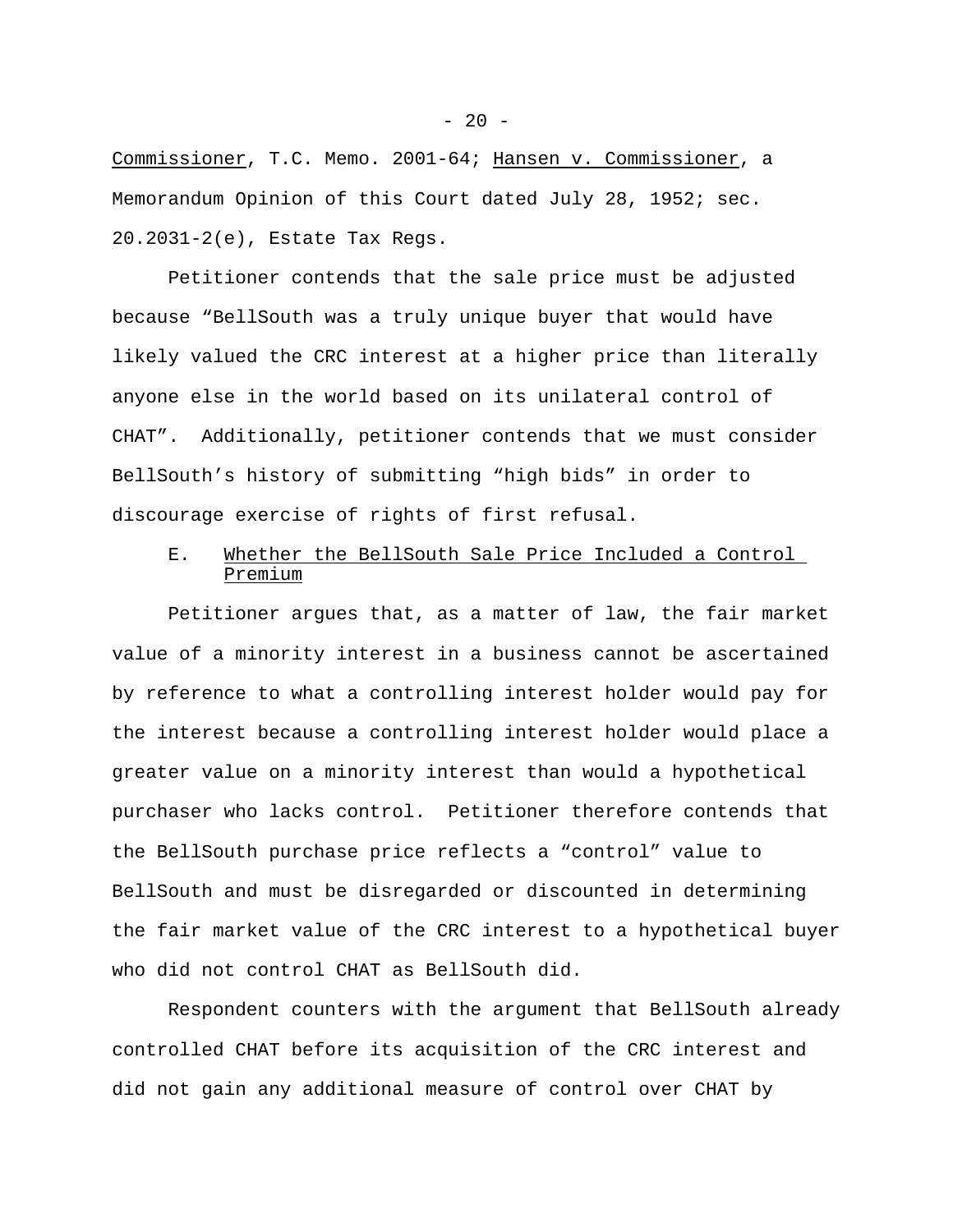Commissioner, T.C. Memo. 2001-64; Hansen v. Commissioner, a Memorandum Opinion of this Court dated July 28, 1952; sec. 20.2031-2(e), Estate Tax Regs.

Petitioner contends that the sale price must be adjusted because “BellSouth was a truly unique buyer that would have likely valued the CRC interest at a higher price than literally anyone else in the world based on its unilateral control of CHAT”. Additionally, petitioner contends that we must consider BellSouth’s history of submitting “high bids” in order to discourage exercise of rights of first refusal.

### E. Whether the BellSouth Sale Price Included a Control Premium

Petitioner argues that, as a matter of law, the fair market value of a minority interest in a business cannot be ascertained by reference to what a controlling interest holder would pay for the interest because a controlling interest holder would place a greater value on a minority interest than would a hypothetical purchaser who lacks control. Petitioner therefore contends that the BellSouth purchase price reflects a “control” value to BellSouth and must be disregarded or discounted in determining the fair market value of the CRC interest to a hypothetical buyer who did not control CHAT as BellSouth did.

Respondent counters with the argument that BellSouth already controlled CHAT before its acquisition of the CRC interest and did not gain any additional measure of control over CHAT by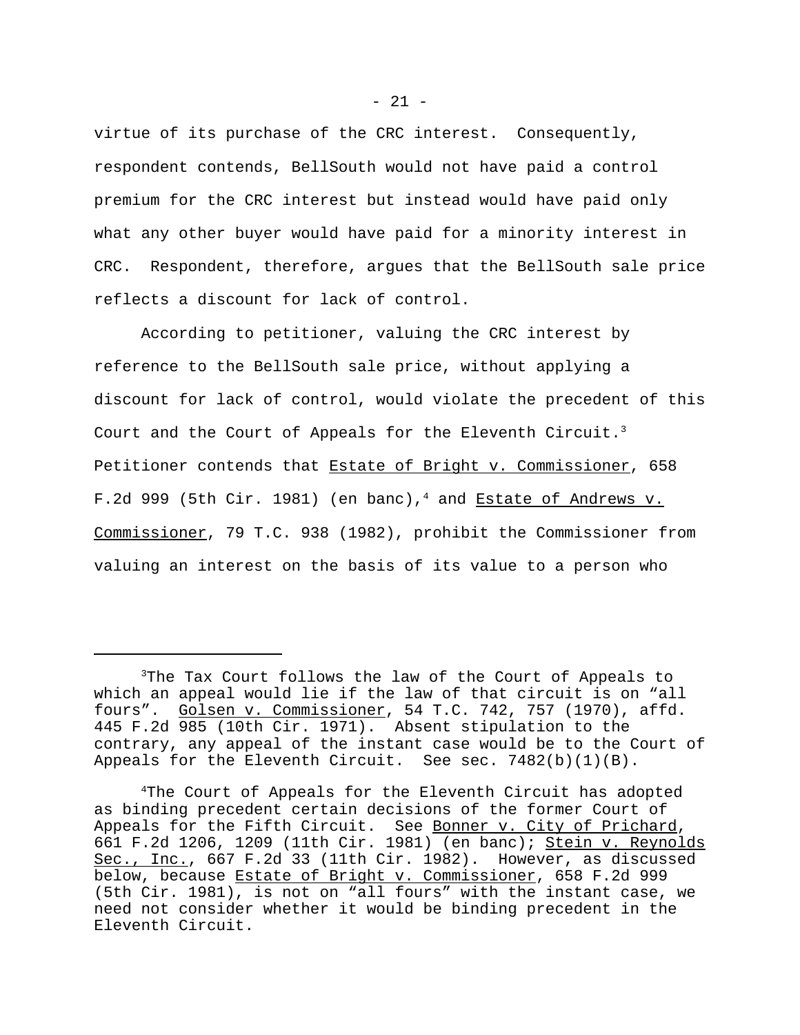virtue of its purchase of the CRC interest. Consequently, respondent contends, BellSouth would not have paid a control premium for the CRC interest but instead would have paid only what any other buyer would have paid for a minority interest in CRC. Respondent, therefore, argues that the BellSouth sale price reflects a discount for lack of control.

According to petitioner, valuing the CRC interest by reference to the BellSouth sale price, without applying a discount for lack of control, would violate the precedent of this Court and the Court of Appeals for the Eleventh Circuit.[3] Petitioner contends that Estate of Bright v. Commissioner, 658 F.2d 999 (5th Cir. 1981) (en banc),[4] and Estate of Andrews v. Commissioner, 79 T.C. 938 (1982), prohibit the Commissioner from valuing an interest on the basis of its value to a person who

---

[3]The Tax Court follows the law of the Court of Appeals to which an appeal would lie if the law of that circuit is on "all fours". Golsen v. Commissioner, 54 T.C. 742, 757 (1970), affd. 445 F.2d 985 (10th Cir. 1971). Absent stipulation to the contrary, any appeal of the instant case would be to the Court of Appeals for the Eleventh Circuit. See sec. 7482(b)(1)(B).

[4]The Court of Appeals for the Eleventh Circuit has adopted as binding precedent certain decisions of the former Court of Appeals for the Fifth Circuit. See Bonner v. City of Prichard, 661 F.2d 1206, 1209 (11th Cir. 1981) (en banc); Stein v. Reynolds Sec., Inc., 667 F.2d 33 (11th Cir. 1982). However, as discussed below, because Estate of Bright v. Commissioner, 658 F.2d 999 (5th Cir. 1981), is not on "all fours" with the instant case, we need not consider whether it would be binding precedent in the Eleventh Circuit.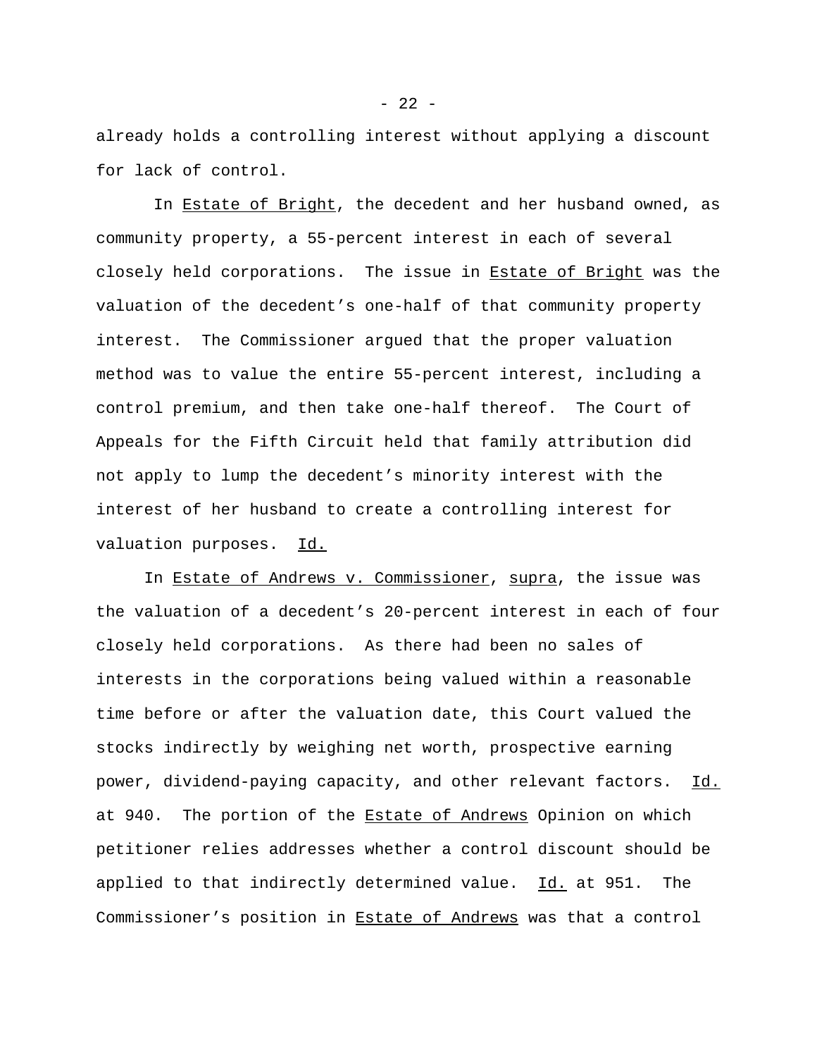already holds a controlling interest without applying a discount for lack of control.

In Estate of Bright, the decedent and her husband owned, as community property, a 55-percent interest in each of several closely held corporations. The issue in Estate of Bright was the valuation of the decedent's one-half of that community property interest. The Commissioner argued that the proper valuation method was to value the entire 55-percent interest, including a control premium, and then take one-half thereof. The Court of Appeals for the Fifth Circuit held that family attribution did not apply to lump the decedent's minority interest with the interest of her husband to create a controlling interest for valuation purposes. Id.

In Estate of Andrews v. Commissioner, supra, the issue was the valuation of a decedent's 20-percent interest in each of four closely held corporations. As there had been no sales of interests in the corporations being valued within a reasonable time before or after the valuation date, this Court valued the stocks indirectly by weighing net worth, prospective earning power, dividend-paying capacity, and other relevant factors. Id. at 940. The portion of the Estate of Andrews Opinion on which petitioner relies addresses whether a control discount should be applied to that indirectly determined value. Id. at 951. The Commissioner's position in Estate of Andrews was that a control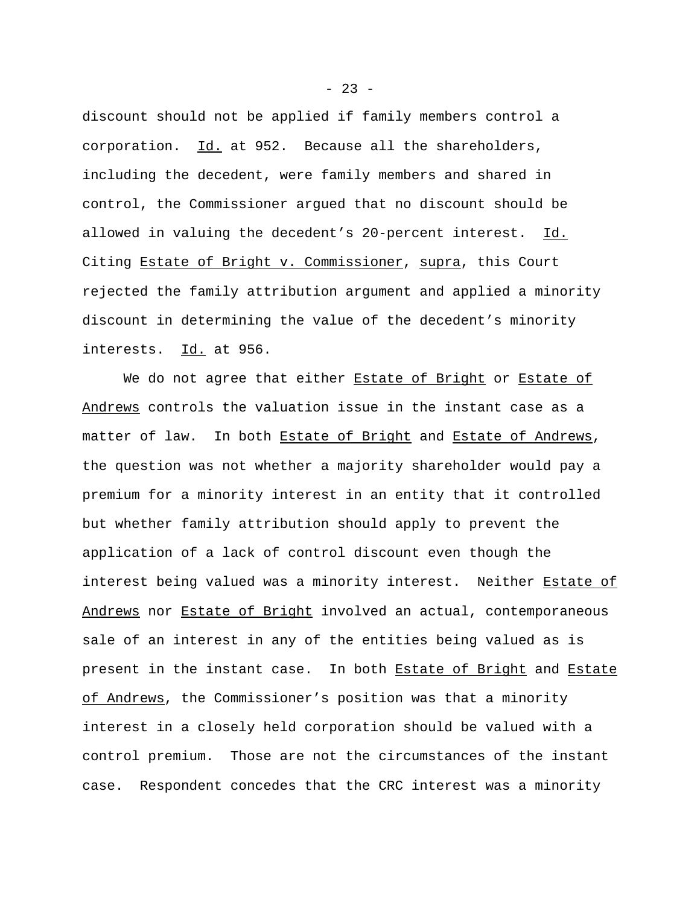discount should not be applied if family members control a corporation. Id. at 952. Because all the shareholders, including the decedent, were family members and shared in control, the Commissioner argued that no discount should be allowed in valuing the decedent's 20-percent interest. Id. Citing Estate of Bright v. Commissioner, supra, this Court rejected the family attribution argument and applied a minority discount in determining the value of the decedent's minority interests. Id. at 956.

We do not agree that either Estate of Bright or Estate of Andrews controls the valuation issue in the instant case as a matter of law. In both Estate of Bright and Estate of Andrews, the question was not whether a majority shareholder would pay a premium for a minority interest in an entity that it controlled but whether family attribution should apply to prevent the application of a lack of control discount even though the interest being valued was a minority interest. Neither Estate of Andrews nor Estate of Bright involved an actual, contemporaneous sale of an interest in any of the entities being valued as is present in the instant case. In both Estate of Bright and Estate of Andrews, the Commissioner's position was that a minority interest in a closely held corporation should be valued with a control premium. Those are not the circumstances of the instant case. Respondent concedes that the CRC interest was a minority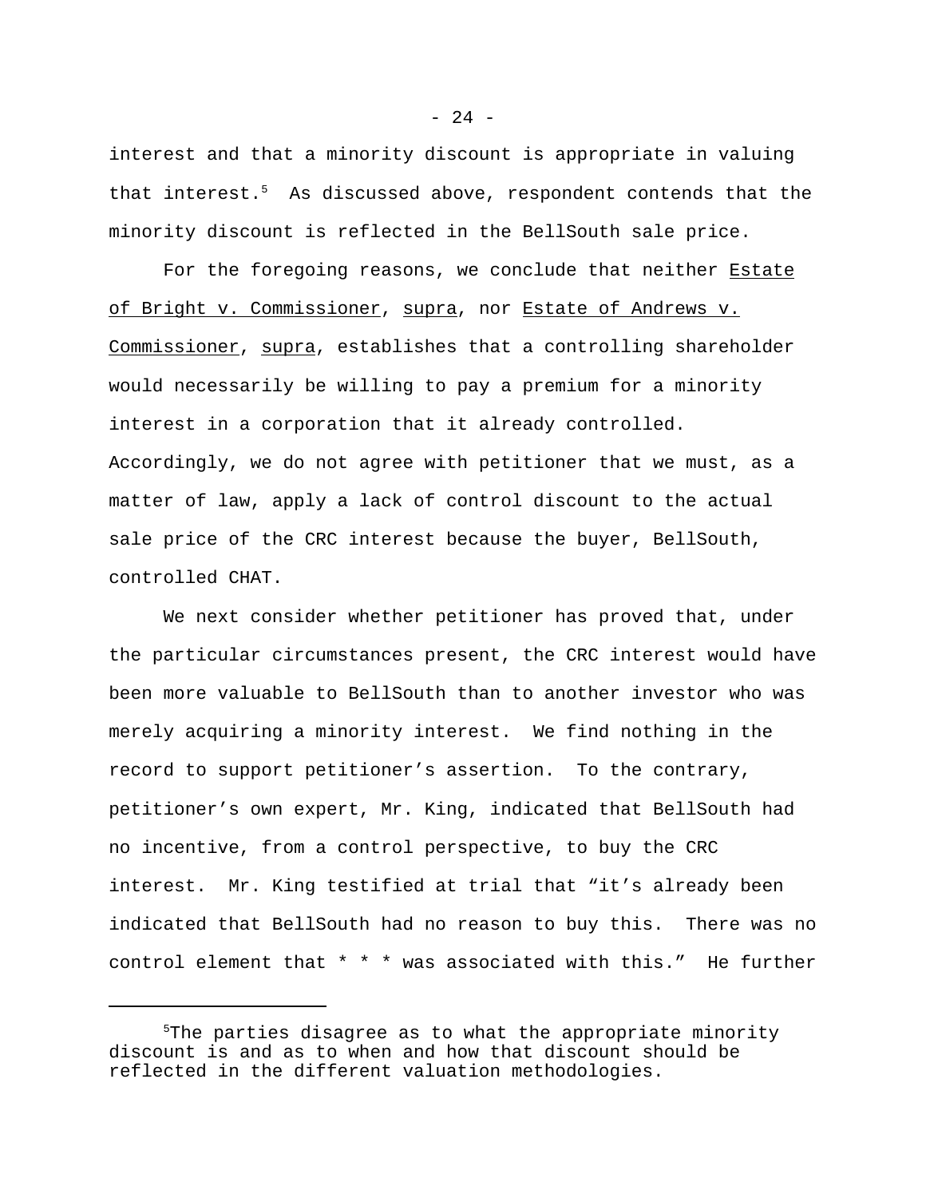interest and that a minority discount is appropriate in valuing that interest.[5] As discussed above, respondent contends that the minority discount is reflected in the BellSouth sale price.

For the foregoing reasons, we conclude that neither Estate of Bright v. Commissioner, supra, nor Estate of Andrews v. Commissioner, supra, establishes that a controlling shareholder would necessarily be willing to pay a premium for a minority interest in a corporation that it already controlled. Accordingly, we do not agree with petitioner that we must, as a matter of law, apply a lack of control discount to the actual sale price of the CRC interest because the buyer, BellSouth, controlled CHAT.

We next consider whether petitioner has proved that, under the particular circumstances present, the CRC interest would have been more valuable to BellSouth than to another investor who was merely acquiring a minority interest. We find nothing in the record to support petitioner's assertion. To the contrary, petitioner's own expert, Mr. King, indicated that BellSouth had no incentive, from a control perspective, to buy the CRC interest. Mr. King testified at trial that "it's already been indicated that BellSouth had no reason to buy this. There was no control element that * * * was associated with this." He further

[5] The parties disagree as to what the appropriate minority discount is and as to when and how that discount should be reflected in the different valuation methodologies.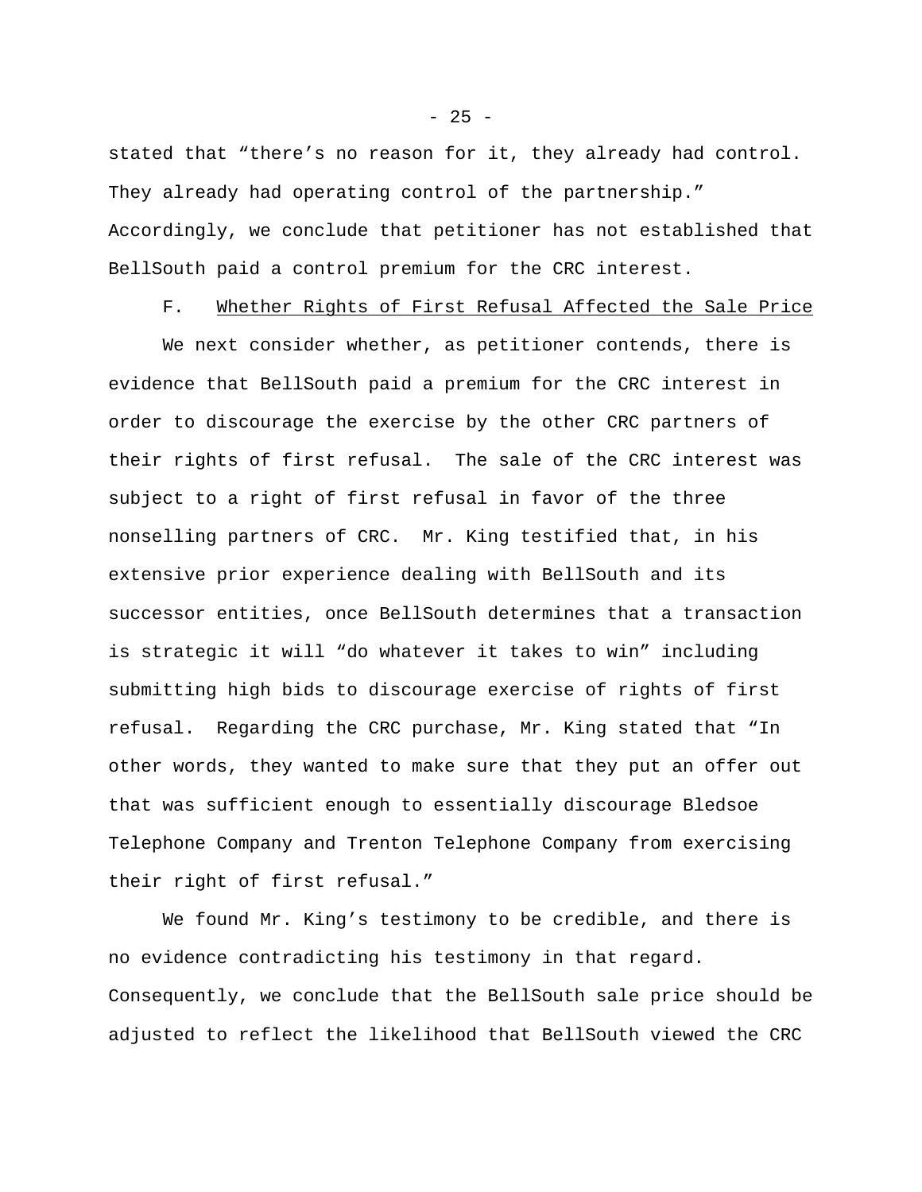stated that “there’s no reason for it, they already had control. They already had operating control of the partnership.” Accordingly, we conclude that petitioner has not established that BellSouth paid a control premium for the CRC interest.

F. <u>Whether Rights of First Refusal Affected the Sale Price</u>

We next consider whether, as petitioner contends, there is evidence that BellSouth paid a premium for the CRC interest in order to discourage the exercise by the other CRC partners of their rights of first refusal. The sale of the CRC interest was subject to a right of first refusal in favor of the three nonselling partners of CRC. Mr. King testified that, in his extensive prior experience dealing with BellSouth and its successor entities, once BellSouth determines that a transaction is strategic it will “do whatever it takes to win” including submitting high bids to discourage exercise of rights of first refusal. Regarding the CRC purchase, Mr. King stated that “In other words, they wanted to make sure that they put an offer out that was sufficient enough to essentially discourage Bledsoe Telephone Company and Trenton Telephone Company from exercising their right of first refusal.”

We found Mr. King’s testimony to be credible, and there is no evidence contradicting his testimony in that regard. Consequently, we conclude that the BellSouth sale price should be adjusted to reflect the likelihood that BellSouth viewed the CRC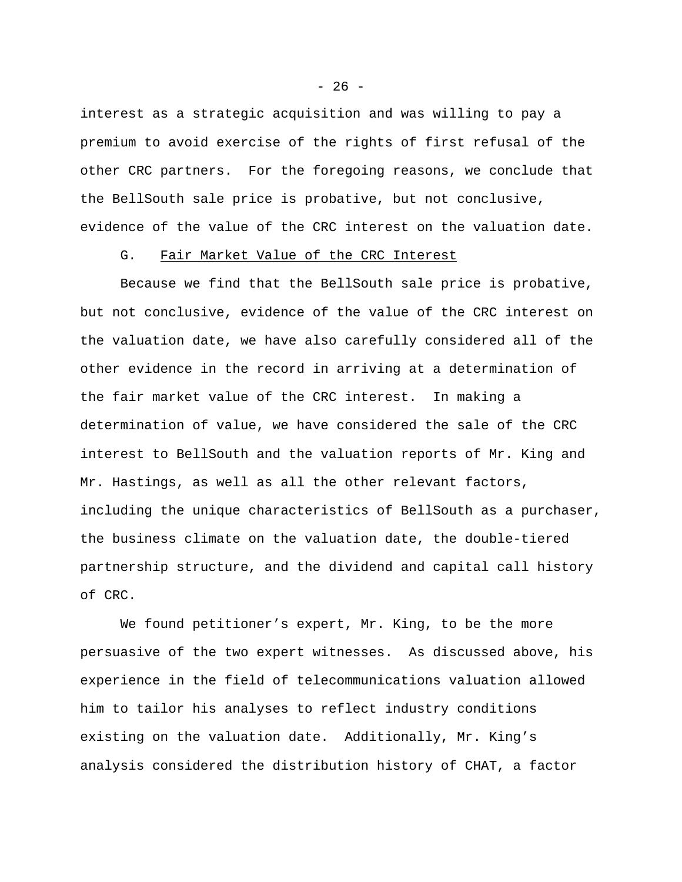interest as a strategic acquisition and was willing to pay a premium to avoid exercise of the rights of first refusal of the other CRC partners. For the foregoing reasons, we conclude that the BellSouth sale price is probative, but not conclusive, evidence of the value of the CRC interest on the valuation date.

### G. Fair Market Value of the CRC Interest

Because we find that the BellSouth sale price is probative, but not conclusive, evidence of the value of the CRC interest on the valuation date, we have also carefully considered all of the other evidence in the record in arriving at a determination of the fair market value of the CRC interest. In making a determination of value, we have considered the sale of the CRC interest to BellSouth and the valuation reports of Mr. King and Mr. Hastings, as well as all the other relevant factors, including the unique characteristics of BellSouth as a purchaser, the business climate on the valuation date, the double-tiered partnership structure, and the dividend and capital call history of CRC.

We found petitioner's expert, Mr. King, to be the more persuasive of the two expert witnesses. As discussed above, his experience in the field of telecommunications valuation allowed him to tailor his analyses to reflect industry conditions existing on the valuation date. Additionally, Mr. King's analysis considered the distribution history of CHAT, a factor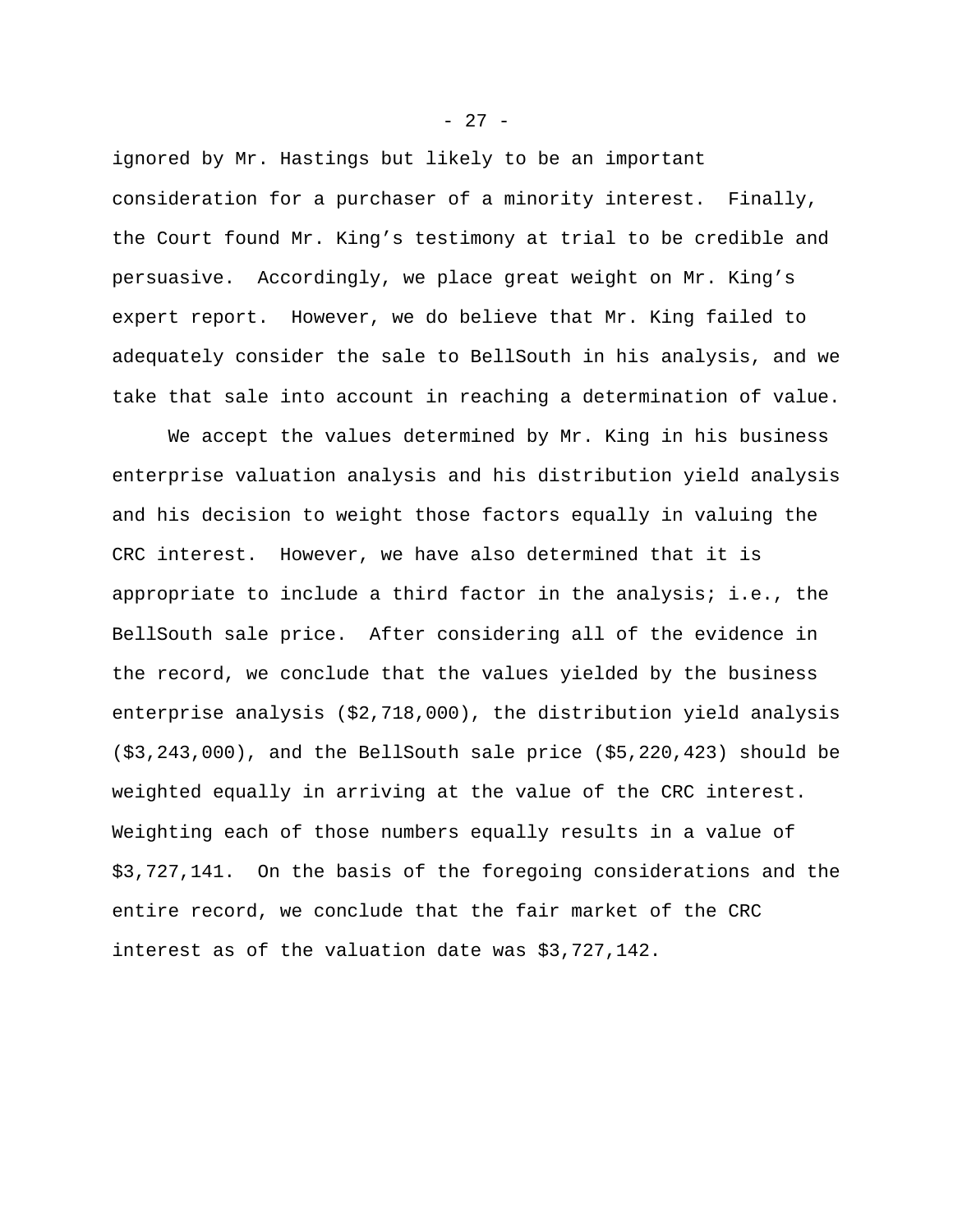ignored by Mr. Hastings but likely to be an important consideration for a purchaser of a minority interest. Finally, the Court found Mr. King's testimony at trial to be credible and persuasive. Accordingly, we place great weight on Mr. King's expert report. However, we do believe that Mr. King failed to adequately consider the sale to BellSouth in his analysis, and we take that sale into account in reaching a determination of value.

We accept the values determined by Mr. King in his business enterprise valuation analysis and his distribution yield analysis and his decision to weight those factors equally in valuing the CRC interest. However, we have also determined that it is appropriate to include a third factor in the analysis; i.e., the BellSouth sale price. After considering all of the evidence in the record, we conclude that the values yielded by the business enterprise analysis ($2,718,000), the distribution yield analysis ($3,243,000), and the BellSouth sale price ($5,220,423) should be weighted equally in arriving at the value of the CRC interest. Weighting each of those numbers equally results in a value of $3,727,141. On the basis of the foregoing considerations and the entire record, we conclude that the fair market of the CRC interest as of the valuation date was $3,727,142.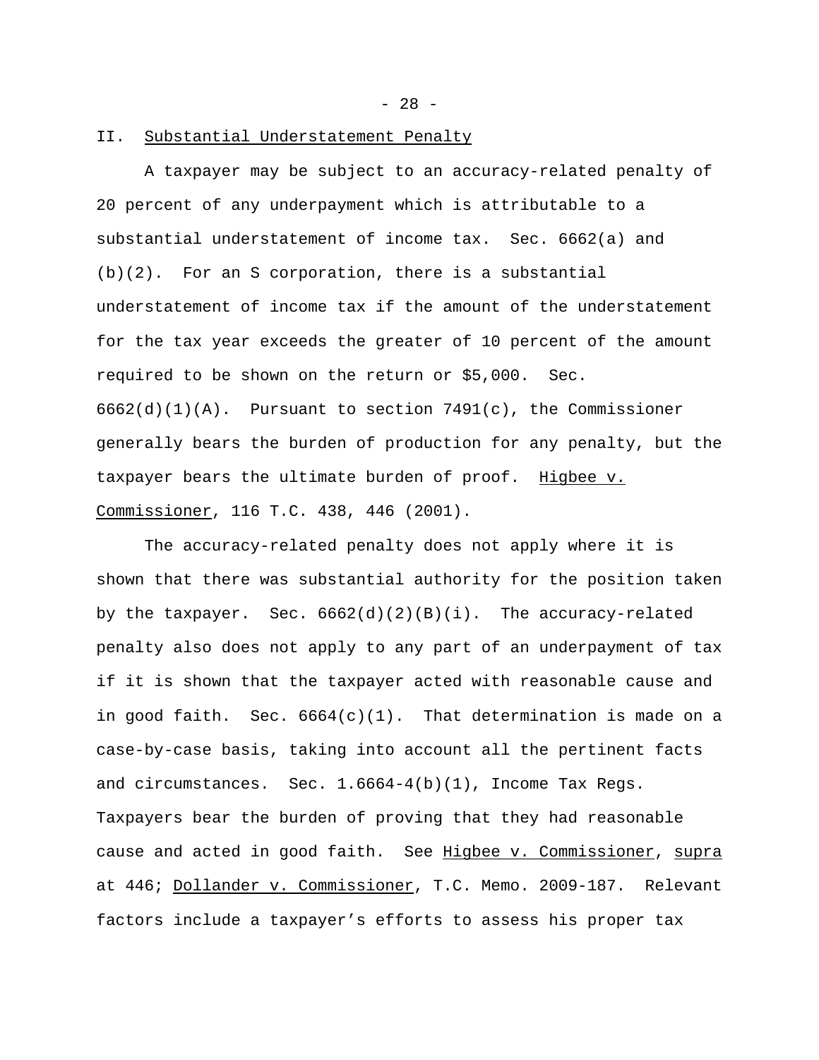## II. Substantial Understatement Penalty

A taxpayer may be subject to an accuracy-related penalty of 20 percent of any underpayment which is attributable to a substantial understatement of income tax. Sec. 6662(a) and (b)(2). For an S corporation, there is a substantial understatement of income tax if the amount of the understatement for the tax year exceeds the greater of 10 percent of the amount required to be shown on the return or $5,000. Sec. 6662(d)(1)(A). Pursuant to section 7491(c), the Commissioner generally bears the burden of production for any penalty, but the taxpayer bears the ultimate burden of proof. Higbee v. Commissioner, 116 T.C. 438, 446 (2001).

The accuracy-related penalty does not apply where it is shown that there was substantial authority for the position taken by the taxpayer. Sec. 6662(d)(2)(B)(i). The accuracy-related penalty also does not apply to any part of an underpayment of tax if it is shown that the taxpayer acted with reasonable cause and in good faith. Sec. 6664(c)(1). That determination is made on a case-by-case basis, taking into account all the pertinent facts and circumstances. Sec. 1.6664-4(b)(1), Income Tax Regs. Taxpayers bear the burden of proving that they had reasonable cause and acted in good faith. See Higbee v. Commissioner, supra at 446; Dollander v. Commissioner, T.C. Memo. 2009-187. Relevant factors include a taxpayer's efforts to assess his proper tax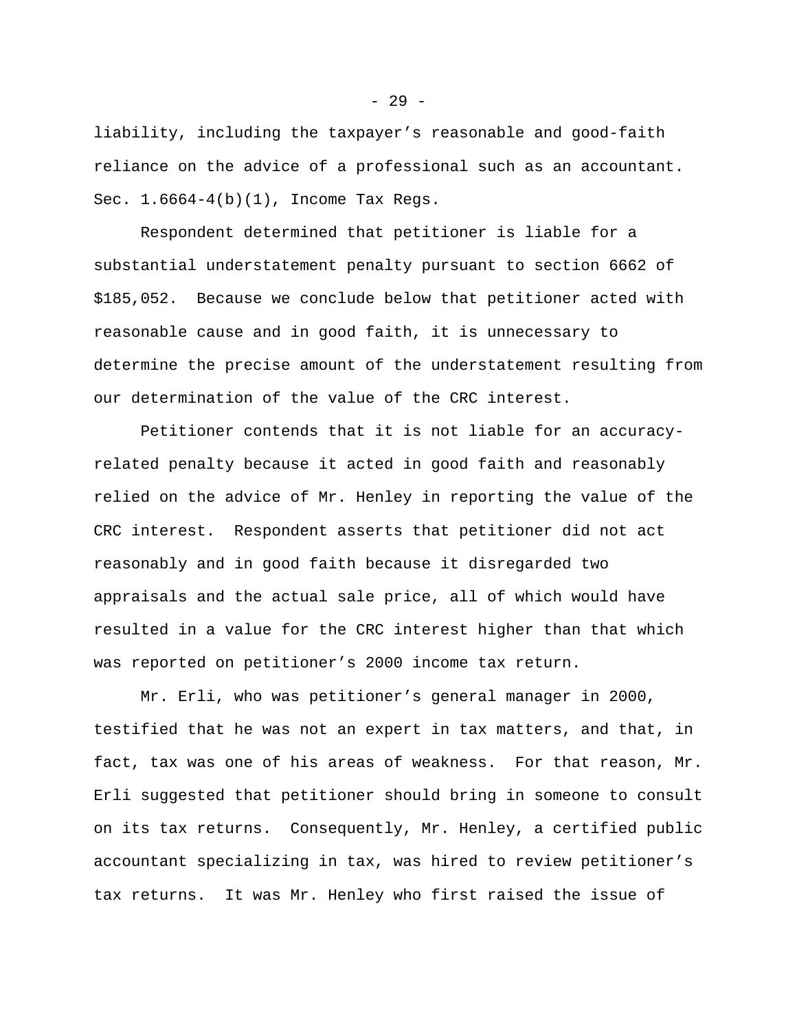liability, including the taxpayer’s reasonable and good-faith reliance on the advice of a professional such as an accountant. Sec. 1.6664-4(b)(1), Income Tax Regs.

Respondent determined that petitioner is liable for a substantial understatement penalty pursuant to section 6662 of $185,052. Because we conclude below that petitioner acted with reasonable cause and in good faith, it is unnecessary to determine the precise amount of the understatement resulting from our determination of the value of the CRC interest.

Petitioner contends that it is not liable for an accuracy-related penalty because it acted in good faith and reasonably relied on the advice of Mr. Henley in reporting the value of the CRC interest. Respondent asserts that petitioner did not act reasonably and in good faith because it disregarded two appraisals and the actual sale price, all of which would have resulted in a value for the CRC interest higher than that which was reported on petitioner’s 2000 income tax return.

Mr. Erli, who was petitioner’s general manager in 2000, testified that he was not an expert in tax matters, and that, in fact, tax was one of his areas of weakness. For that reason, Mr. Erli suggested that petitioner should bring in someone to consult on its tax returns. Consequently, Mr. Henley, a certified public accountant specializing in tax, was hired to review petitioner’s tax returns. It was Mr. Henley who first raised the issue of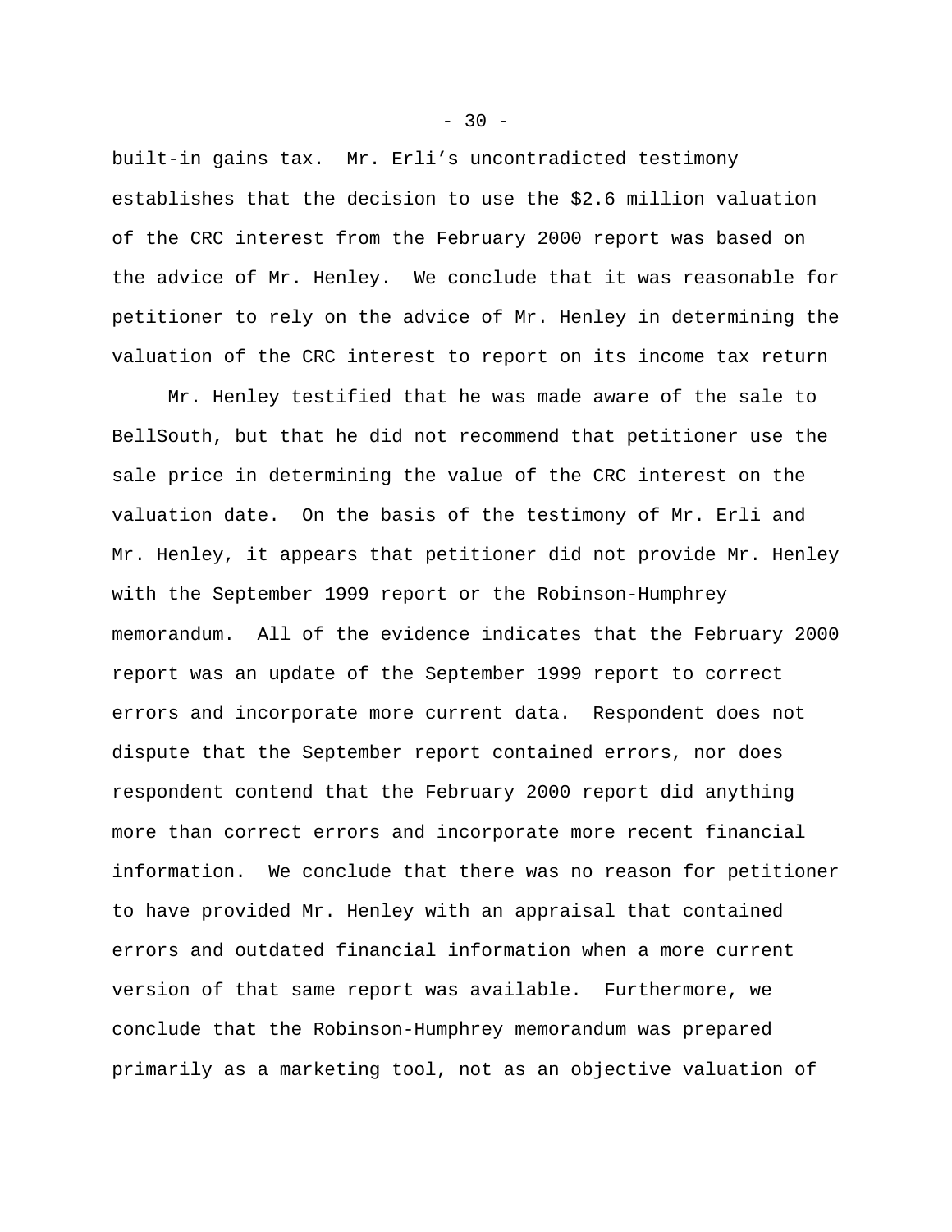built-in gains tax. Mr. Erli's uncontradicted testimony establishes that the decision to use the $2.6 million valuation of the CRC interest from the February 2000 report was based on the advice of Mr. Henley. We conclude that it was reasonable for petitioner to rely on the advice of Mr. Henley in determining the valuation of the CRC interest to report on its income tax return

Mr. Henley testified that he was made aware of the sale to BellSouth, but that he did not recommend that petitioner use the sale price in determining the value of the CRC interest on the valuation date. On the basis of the testimony of Mr. Erli and Mr. Henley, it appears that petitioner did not provide Mr. Henley with the September 1999 report or the Robinson-Humphrey memorandum. All of the evidence indicates that the February 2000 report was an update of the September 1999 report to correct errors and incorporate more current data. Respondent does not dispute that the September report contained errors, nor does respondent contend that the February 2000 report did anything more than correct errors and incorporate more recent financial information. We conclude that there was no reason for petitioner to have provided Mr. Henley with an appraisal that contained errors and outdated financial information when a more current version of that same report was available. Furthermore, we conclude that the Robinson-Humphrey memorandum was prepared primarily as a marketing tool, not as an objective valuation of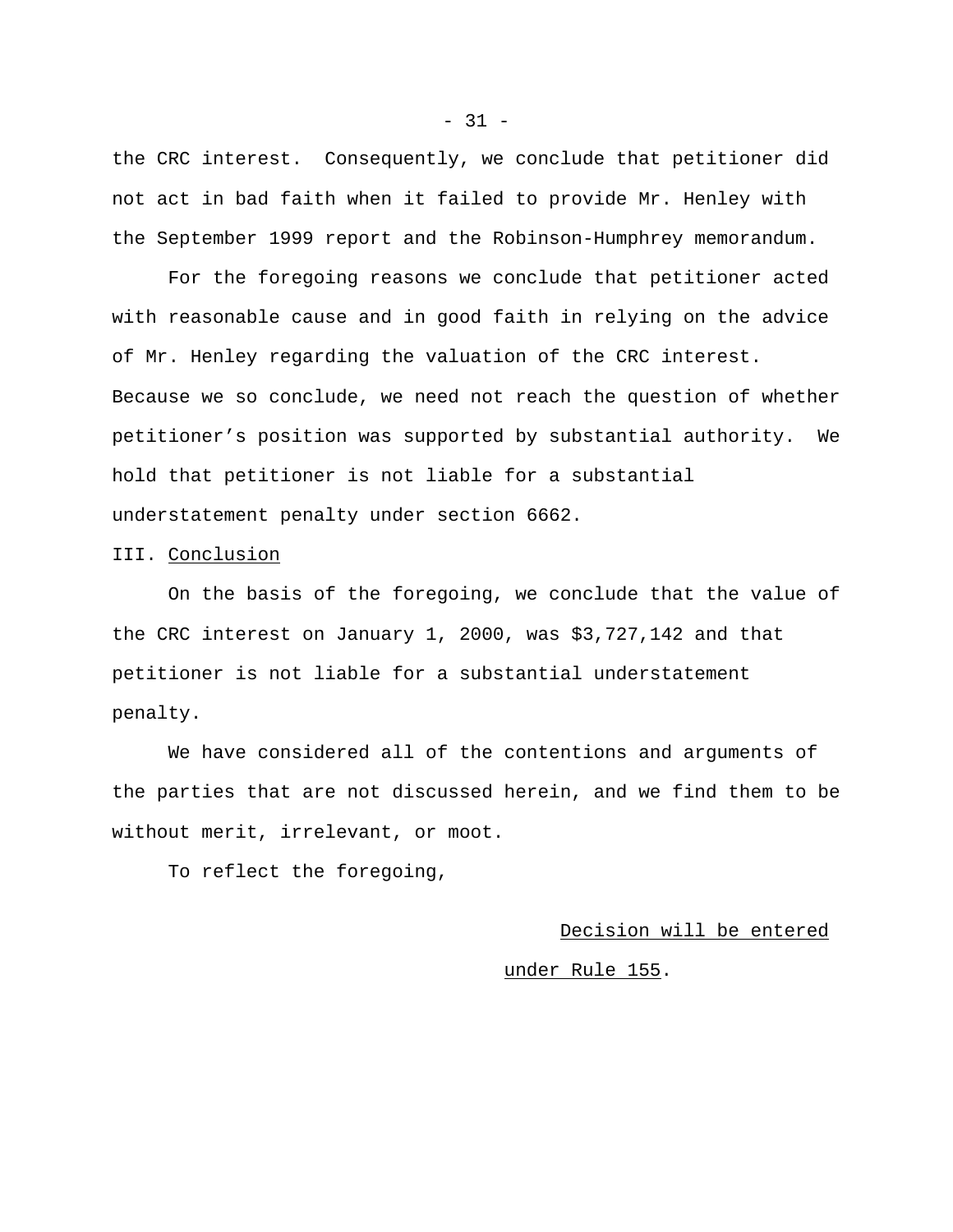the CRC interest. Consequently, we conclude that petitioner did not act in bad faith when it failed to provide Mr. Henley with the September 1999 report and the Robinson-Humphrey memorandum.

For the foregoing reasons we conclude that petitioner acted with reasonable cause and in good faith in relying on the advice of Mr. Henley regarding the valuation of the CRC interest. Because we so conclude, we need not reach the question of whether petitioner's position was supported by substantial authority. We hold that petitioner is not liable for a substantial understatement penalty under section 6662.

III. Conclusion

On the basis of the foregoing, we conclude that the value of the CRC interest on January 1, 2000, was $3,727,142 and that petitioner is not liable for a substantial understatement penalty.

We have considered all of the contentions and arguments of the parties that are not discussed herein, and we find them to be without merit, irrelevant, or moot.

To reflect the foregoing,

Decision will be entered under Rule 155.